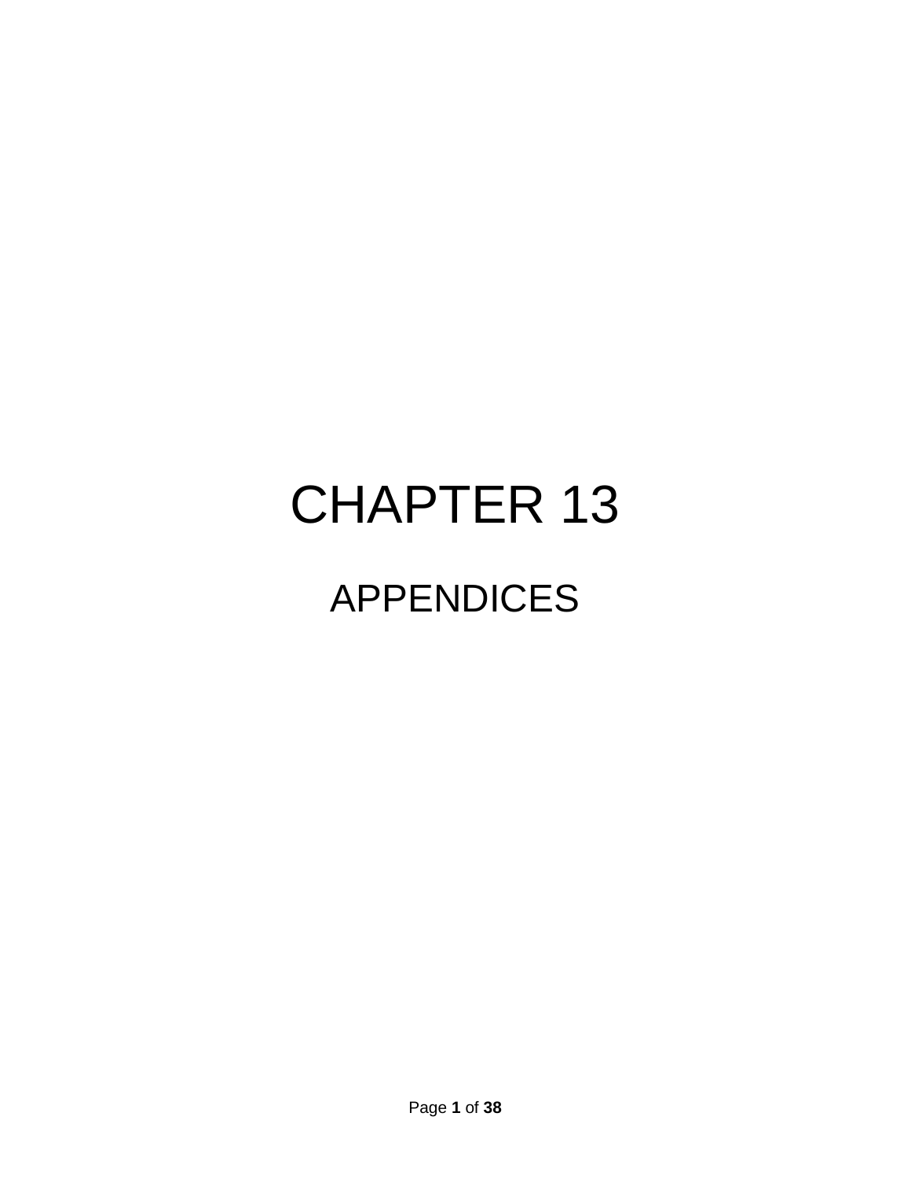# CHAPTER 13

## APPENDICES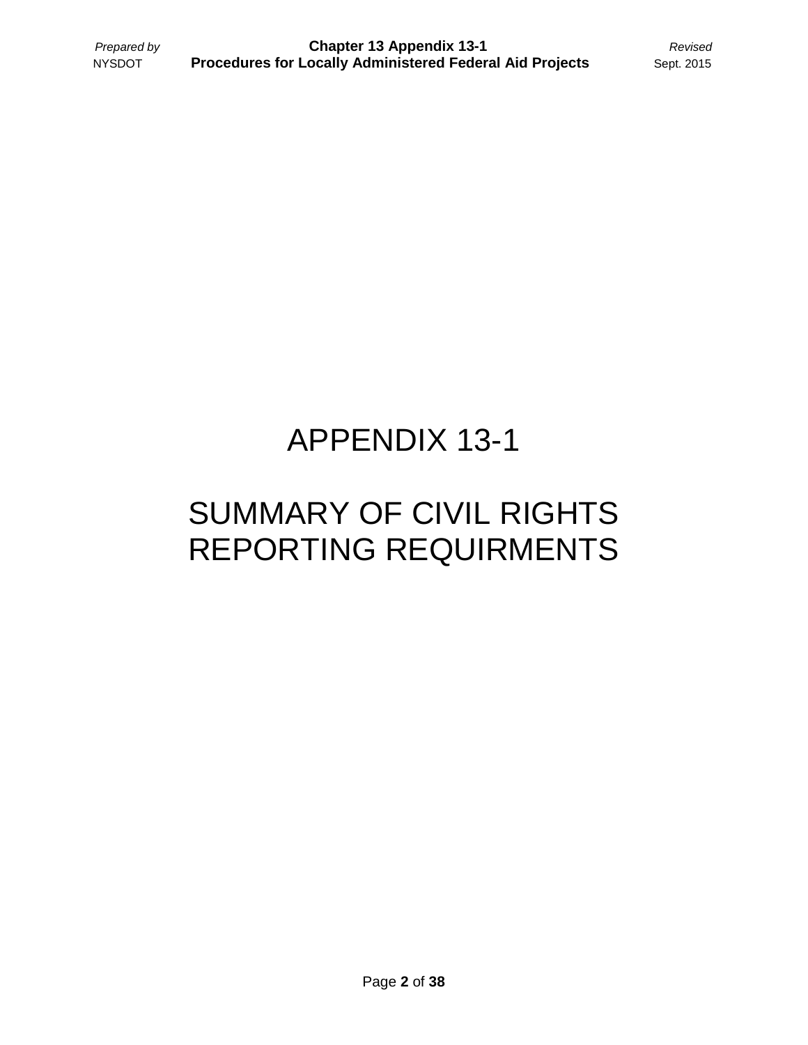# APPENDIX 13-1

# SUMMARY OF CIVIL RIGHTS REPORTING REQUIRMENTS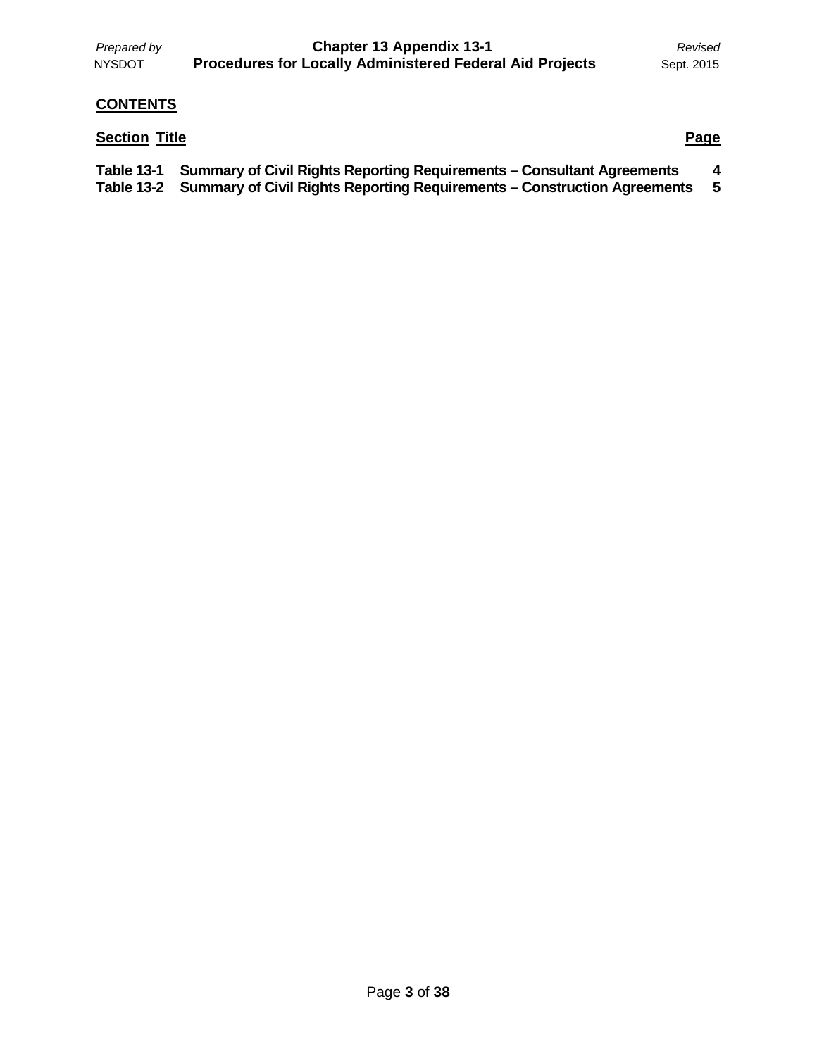**CONTENTS**

| Section | Title | Page |
| --- | --- | --- |
| Table 13-1 | Summary of Civil Rights Reporting Requirements – Consultant Agreements | 4 |
| Table 13-2 | Summary of Civil Rights Reporting Requirements – Construction Agreements | 5 |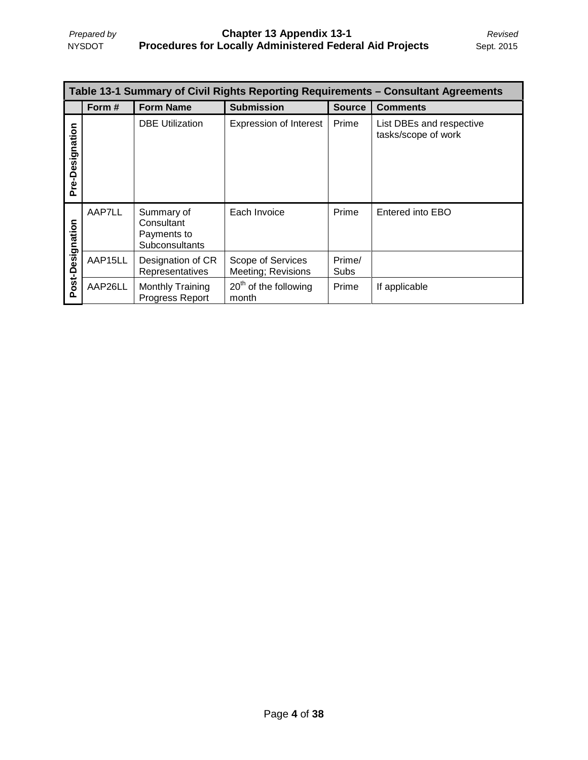**Table 13-1 Summary of Civil Rights Reporting Requirements – Consultant Agreements**

| | Form # | Form Name | Submission | Source | Comments |
|---|---|---|---|---|---|
| Pre-Designation | | DBE Utilization | Expression of Interest | Prime | List DBEs and respective tasks/scope of work |
| Post-Designation | AAP7LL | Summary of Consultant Payments to Subconsultants | Each Invoice | Prime | Entered into EBO |
| | AAP15LL | Designation of CR Representatives | Scope of Services Meeting; Revisions | Prime/ Subs | |
| | AAP26LL | Monthly Training Progress Report | 20th of the following month | Prime | If applicable |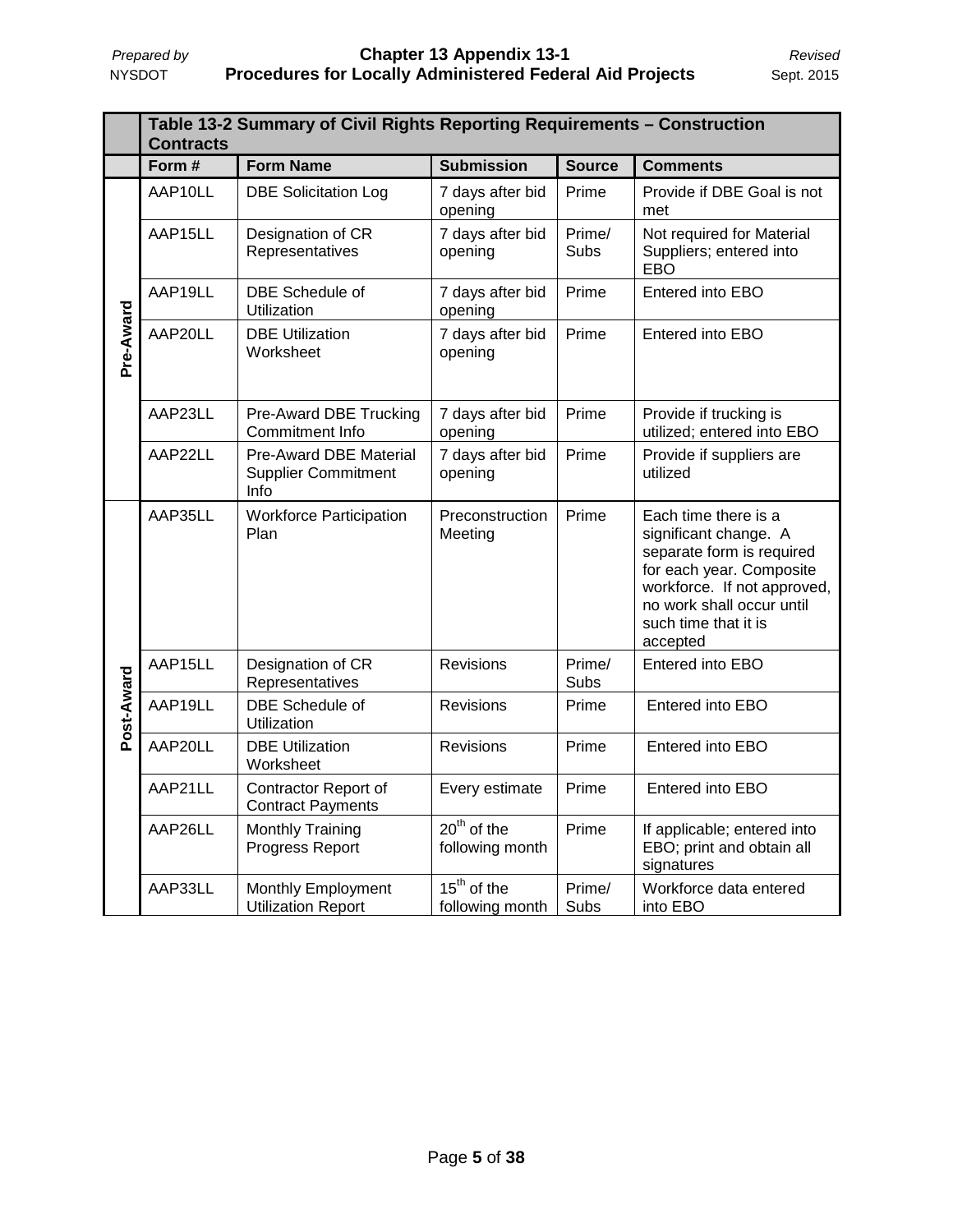| | Table 13-2 Summary of Civil Rights Reporting Requirements – Construction Contracts | | | | |
|---|---|---|---|---|---|
| | **Form #** | **Form Name** | **Submission** | **Source** | **Comments** |
| **Pre-Award** | AAP10LL | DBE Solicitation Log | 7 days after bid opening | Prime | Provide if DBE Goal is not met |
| | AAP15LL | Designation of CR Representatives | 7 days after bid opening | Prime/ Subs | Not required for Material Suppliers; entered into EBO |
| | AAP19LL | DBE Schedule of Utilization | 7 days after bid opening | Prime | Entered into EBO |
| | AAP20LL | DBE Utilization Worksheet | 7 days after bid opening | Prime | Entered into EBO |
| | AAP23LL | Pre-Award DBE Trucking Commitment Info | 7 days after bid opening | Prime | Provide if trucking is utilized; entered into EBO |
| | AAP22LL | Pre-Award DBE Material Supplier Commitment Info | 7 days after bid opening | Prime | Provide if suppliers are utilized |
| **Post-Award** | AAP35LL | Workforce Participation Plan | Preconstruction Meeting | Prime | Each time there is a significant change. A separate form is required for each year. Composite workforce. If not approved, no work shall occur until such time that it is accepted |
| | AAP15LL | Designation of CR Representatives | Revisions | Prime/ Subs | Entered into EBO |
| | AAP19LL | DBE Schedule of Utilization | Revisions | Prime | Entered into EBO |
| | AAP20LL | DBE Utilization Worksheet | Revisions | Prime | Entered into EBO |
| | AAP21LL | Contractor Report of Contract Payments | Every estimate | Prime | Entered into EBO |
| | AAP26LL | Monthly Training Progress Report | 20th of the following month | Prime | If applicable; entered into EBO; print and obtain all signatures |
| | AAP33LL | Monthly Employment Utilization Report | 15th of the following month | Prime/ Subs | Workforce data entered into EBO |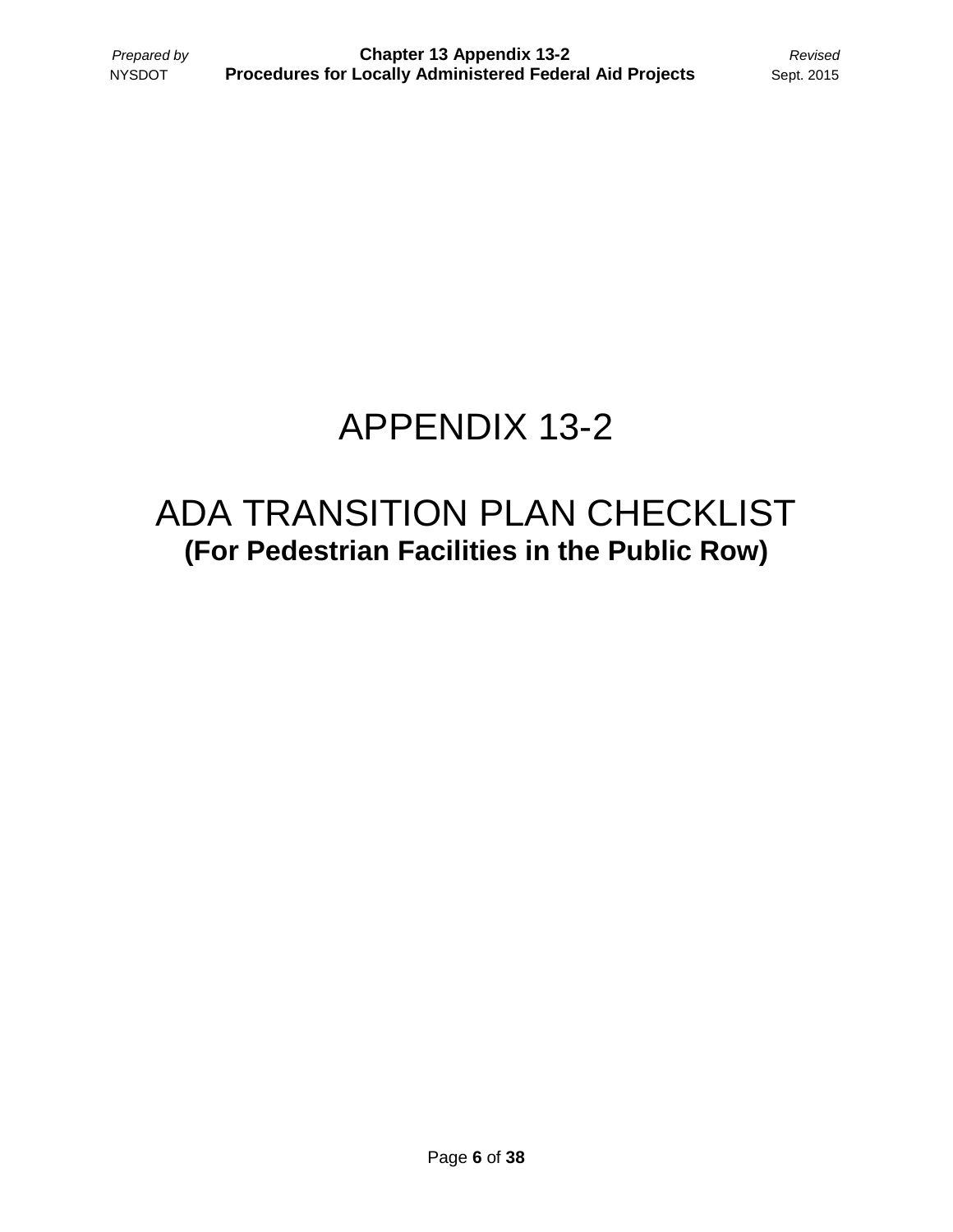# APPENDIX 13-2

# ADA TRANSITION PLAN CHECKLIST

**(For Pedestrian Facilities in the Public Row)**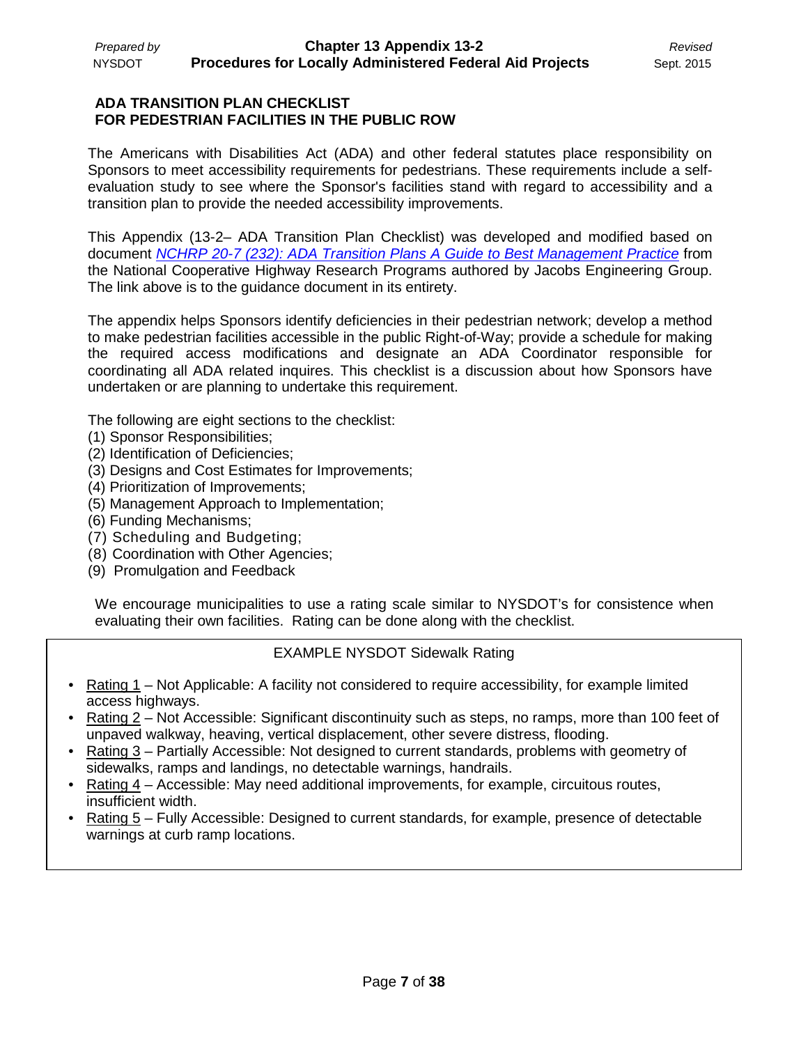## ADA TRANSITION PLAN CHECKLIST FOR PEDESTRIAN FACILITIES IN THE PUBLIC ROW

The Americans with Disabilities Act (ADA) and other federal statutes place responsibility on Sponsors to meet accessibility requirements for pedestrians. These requirements include a self-evaluation study to see where the Sponsor's facilities stand with regard to accessibility and a transition plan to provide the needed accessibility improvements.

This Appendix (13-2– ADA Transition Plan Checklist) was developed and modified based on document *NCHRP 20-7 (232): ADA Transition Plans A Guide to Best Management Practice* from the National Cooperative Highway Research Programs authored by Jacobs Engineering Group. The link above is to the guidance document in its entirety.

The appendix helps Sponsors identify deficiencies in their pedestrian network; develop a method to make pedestrian facilities accessible in the public Right-of-Way; provide a schedule for making the required access modifications and designate an ADA Coordinator responsible for coordinating all ADA related inquires. This checklist is a discussion about how Sponsors have undertaken or are planning to undertake this requirement.

The following are eight sections to the checklist:
(1) Sponsor Responsibilities;
(2) Identification of Deficiencies;
(3) Designs and Cost Estimates for Improvements;
(4) Prioritization of Improvements;
(5) Management Approach to Implementation;
(6) Funding Mechanisms;
(7) Scheduling and Budgeting;
(8) Coordination with Other Agencies;
(9) Promulgation and Feedback

We encourage municipalities to use a rating scale similar to NYSDOT's for consistence when evaluating their own facilities. Rating can be done along with the checklist.

EXAMPLE NYSDOT Sidewalk Rating

- Rating 1 – Not Applicable: A facility not considered to require accessibility, for example limited access highways.
- Rating 2 – Not Accessible: Significant discontinuity such as steps, no ramps, more than 100 feet of unpaved walkway, heaving, vertical displacement, other severe distress, flooding.
- Rating 3 – Partially Accessible: Not designed to current standards, problems with geometry of sidewalks, ramps and landings, no detectable warnings, handrails.
- Rating 4 – Accessible: May need additional improvements, for example, circuitous routes, insufficient width.
- Rating 5 – Fully Accessible: Designed to current standards, for example, presence of detectable warnings at curb ramp locations.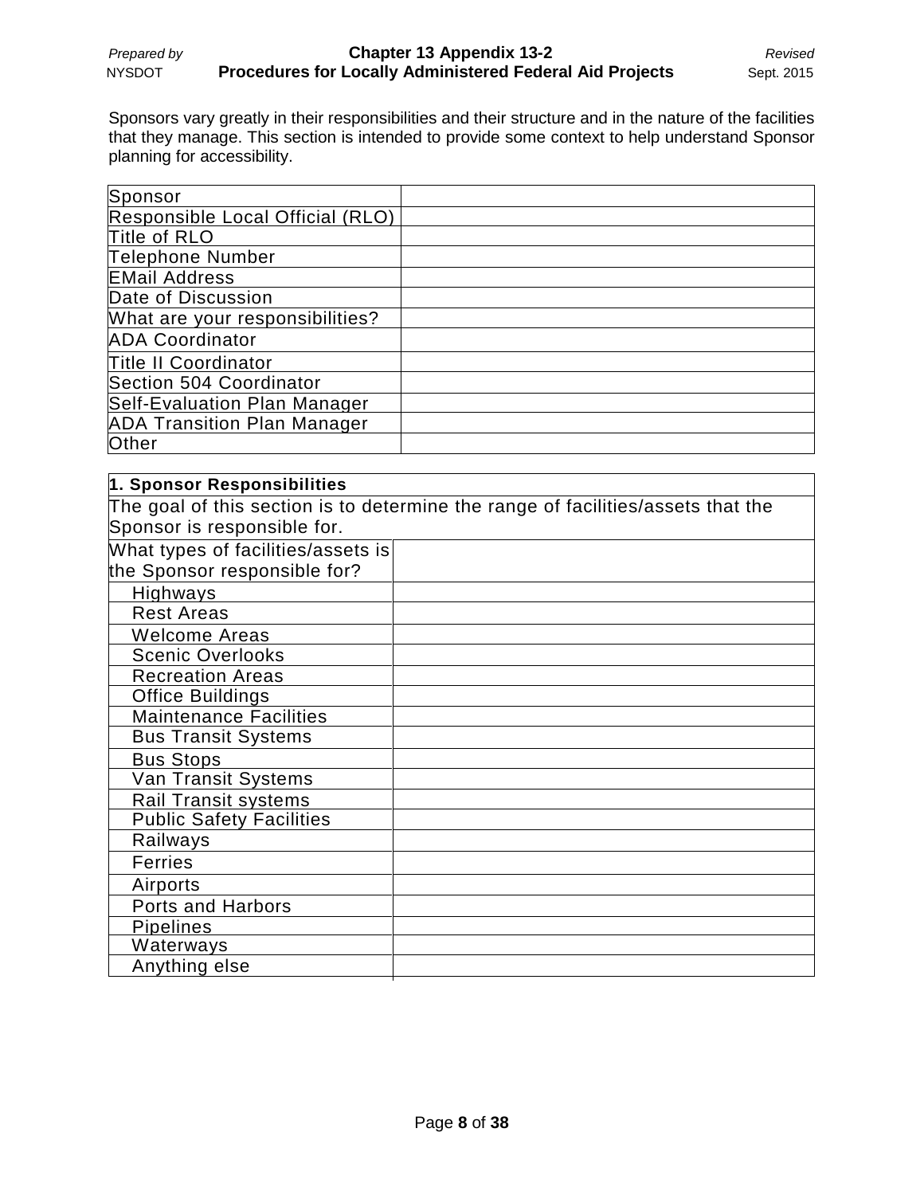Sponsors vary greatly in their responsibilities and their structure and in the nature of the facilities that they manage. This section is intended to provide some context to help understand Sponsor planning for accessibility.

| Sponsor | |
|---|---|
| Responsible Local Official (RLO) | |
| Title of RLO | |
| Telephone Number | |
| EMail Address | |
| Date of Discussion | |
| What are your responsibilities? | |
| ADA Coordinator | |
| Title II Coordinator | |
| Section 504 Coordinator | |
| Self-Evaluation Plan Manager | |
| ADA Transition Plan Manager | |
| Other | |

| **1. Sponsor Responsibilities** | |
|---|---|
| The goal of this section is to determine the range of facilities/assets that the Sponsor is responsible for. | |
| What types of facilities/assets is the Sponsor responsible for? | |
| Highways | |
| Rest Areas | |
| Welcome Areas | |
| Scenic Overlooks | |
| Recreation Areas | |
| Office Buildings | |
| Maintenance Facilities | |
| Bus Transit Systems | |
| Bus Stops | |
| Van Transit Systems | |
| Rail Transit systems | |
| Public Safety Facilities | |
| Railways | |
| Ferries | |
| Airports | |
| Ports and Harbors | |
| Pipelines | |
| Waterways | |
| Anything else | |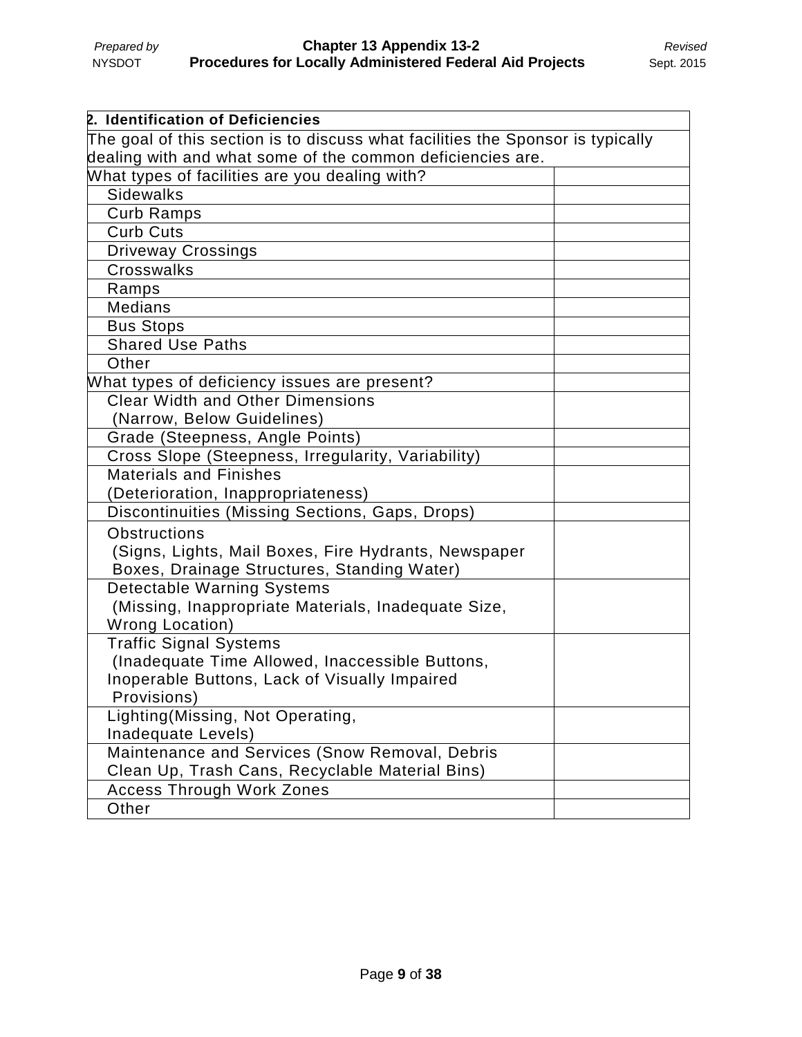| 2. Identification of Deficiencies | |
|---|---|
| The goal of this section is to discuss what facilities the Sponsor is typically dealing with and what some of the common deficiencies are. | |
| What types of facilities are you dealing with? | |
| Sidewalks | |
| Curb Ramps | |
| Curb Cuts | |
| Driveway Crossings | |
| Crosswalks | |
| Ramps | |
| Medians | |
| Bus Stops | |
| Shared Use Paths | |
| Other | |
| What types of deficiency issues are present? | |
| Clear Width and Other Dimensions (Narrow, Below Guidelines) | |
| Grade (Steepness, Angle Points) | |
| Cross Slope (Steepness, Irregularity, Variability) | |
| Materials and Finishes (Deterioration, Inappropriateness) | |
| Discontinuities (Missing Sections, Gaps, Drops) | |
| Obstructions (Signs, Lights, Mail Boxes, Fire Hydrants, Newspaper Boxes, Drainage Structures, Standing Water) | |
| Detectable Warning Systems (Missing, Inappropriate Materials, Inadequate Size, Wrong Location) | |
| Traffic Signal Systems (Inadequate Time Allowed, Inaccessible Buttons, Inoperable Buttons, Lack of Visually Impaired Provisions) | |
| Lighting(Missing, Not Operating, Inadequate Levels) | |
| Maintenance and Services (Snow Removal, Debris Clean Up, Trash Cans, Recyclable Material Bins) | |
| Access Through Work Zones | |
| Other | |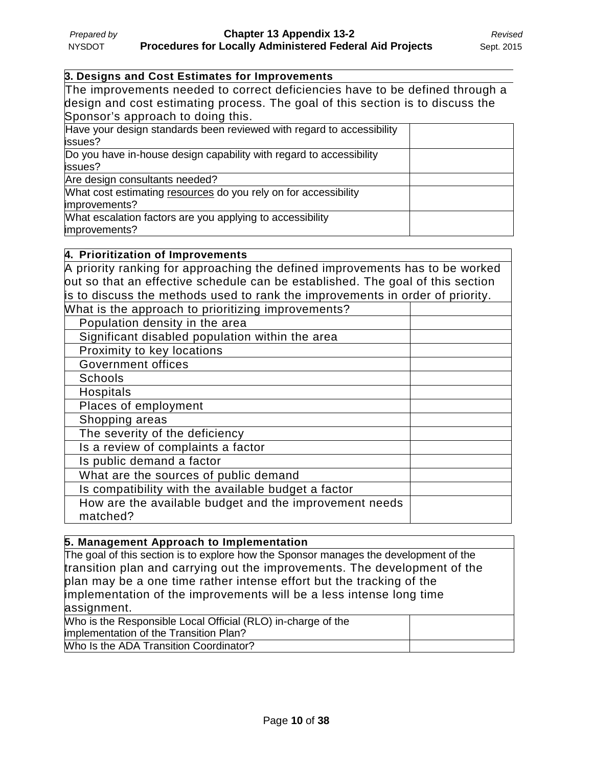### 3. Designs and Cost Estimates for Improvements

The improvements needed to correct deficiencies have to be defined through a design and cost estimating process. The goal of this section is to discuss the Sponsor's approach to doing this.

| | |
|---|---|
| Have your design standards been reviewed with regard to accessibility issues? | |
| Do you have in-house design capability with regard to accessibility issues? | |
| Are design consultants needed? | |
| What cost estimating resources do you rely on for accessibility improvements? | |
| What escalation factors are you applying to accessibility improvements? | |

### 4. Prioritization of Improvements

A priority ranking for approaching the defined improvements has to be worked out so that an effective schedule can be established. The goal of this section is to discuss the methods used to rank the improvements in order of priority.

| | |
|---|---|
| What is the approach to prioritizing improvements? | |
| Population density in the area | |
| Significant disabled population within the area | |
| Proximity to key locations | |
| Government offices | |
| Schools | |
| Hospitals | |
| Places of employment | |
| Shopping areas | |
| The severity of the deficiency | |
| Is a review of complaints a factor | |
| Is public demand a factor | |
| What are the sources of public demand | |
| Is compatibility with the available budget a factor | |
| How are the available budget and the improvement needs matched? | |

### 5. Management Approach to Implementation

The goal of this section is to explore how the Sponsor manages the development of the transition plan and carrying out the improvements. The development of the plan may be a one time rather intense effort but the tracking of the implementation of the improvements will be a less intense long time assignment.

| | |
|---|---|
| Who is the Responsible Local Official (RLO) in-charge of the implementation of the Transition Plan? | |
| Who Is the ADA Transition Coordinator? | |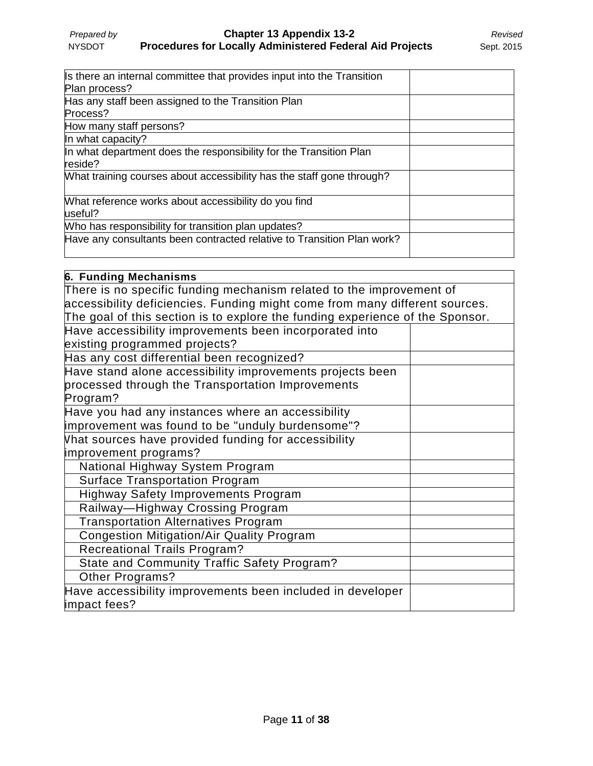| | |
|---|---|
| Is there an internal committee that provides input into the Transition Plan process? | |
| Has any staff been assigned to the Transition Plan Process? | |
| How many staff persons? | |
| In what capacity? | |
| In what department does the responsibility for the Transition Plan reside? | |
| What training courses about accessibility has the staff gone through? | |
| What reference works about accessibility do you find useful? | |
| Who has responsibility for transition plan updates? | |
| Have any consultants been contracted relative to Transition Plan work? | |

| **6. Funding Mechanisms** | |
|---|---|
| There is no specific funding mechanism related to the improvement of accessibility deficiencies. Funding might come from many different sources. The goal of this section is to explore the funding experience of the Sponsor. | |
| Have accessibility improvements been incorporated into existing programmed projects? | |
| Has any cost differential been recognized? | |
| Have stand alone accessibility improvements projects been processed through the Transportation Improvements Program? | |
| Have you had any instances where an accessibility improvement was found to be "unduly burdensome"? | |
| What sources have provided funding for accessibility improvement programs? | |
| National Highway System Program | |
| Surface Transportation Program | |
| Highway Safety Improvements Program | |
| Railway—Highway Crossing Program | |
| Transportation Alternatives Program | |
| Congestion Mitigation/Air Quality Program | |
| Recreational Trails Program? | |
| State and Community Traffic Safety Program? | |
| Other Programs? | |
| Have accessibility improvements been included in developer impact fees? | |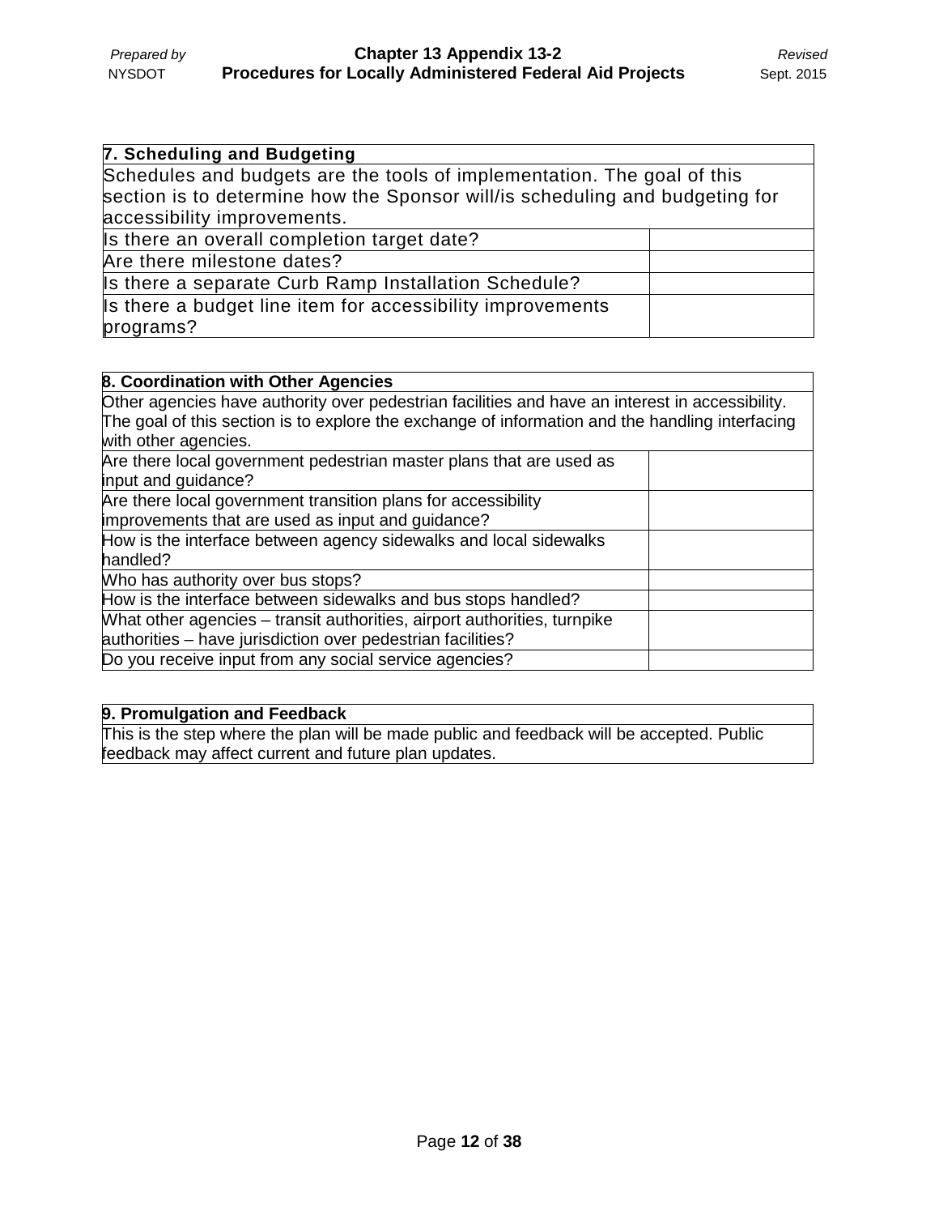| 7. Scheduling and Budgeting | |
|---|---|
| Schedules and budgets are the tools of implementation. The goal of this section is to determine how the Sponsor will/is scheduling and budgeting for accessibility improvements. | |
| Is there an overall completion target date? | |
| Are there milestone dates? | |
| Is there a separate Curb Ramp Installation Schedule? | |
| Is there a budget line item for accessibility improvements programs? | |

| 8. Coordination with Other Agencies | |
|---|---|
| Other agencies have authority over pedestrian facilities and have an interest in accessibility. The goal of this section is to explore the exchange of information and the handling interfacing with other agencies. | |
| Are there local government pedestrian master plans that are used as input and guidance? | |
| Are there local government transition plans for accessibility improvements that are used as input and guidance? | |
| How is the interface between agency sidewalks and local sidewalks handled? | |
| Who has authority over bus stops? | |
| How is the interface between sidewalks and bus stops handled? | |
| What other agencies – transit authorities, airport authorities, turnpike authorities – have jurisdiction over pedestrian facilities? | |
| Do you receive input from any social service agencies? | |

| 9. Promulgation and Feedback |
|---|
| This is the step where the plan will be made public and feedback will be accepted. Public feedback may affect current and future plan updates. |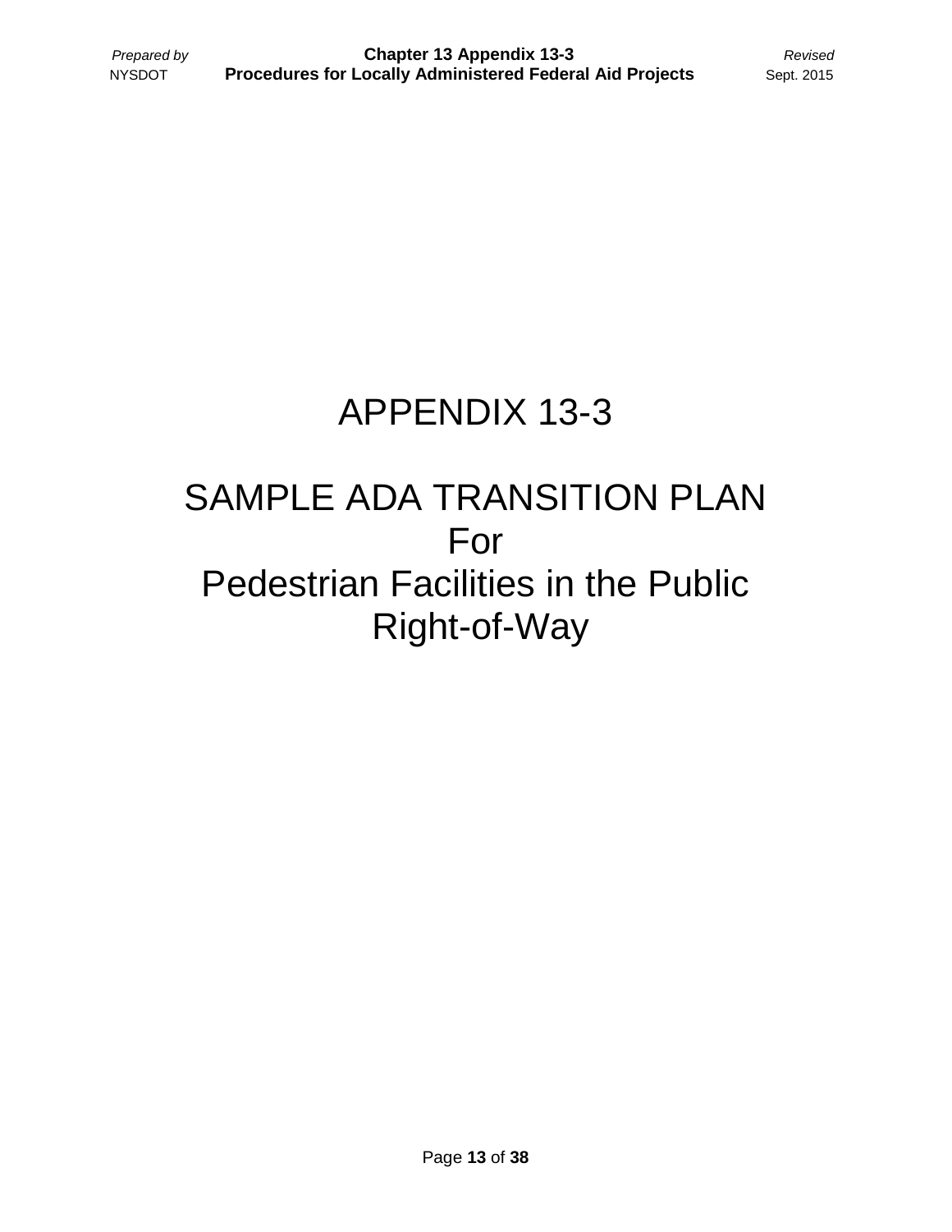# APPENDIX 13-3

# SAMPLE ADA TRANSITION PLAN
# For
# Pedestrian Facilities in the Public Right-of-Way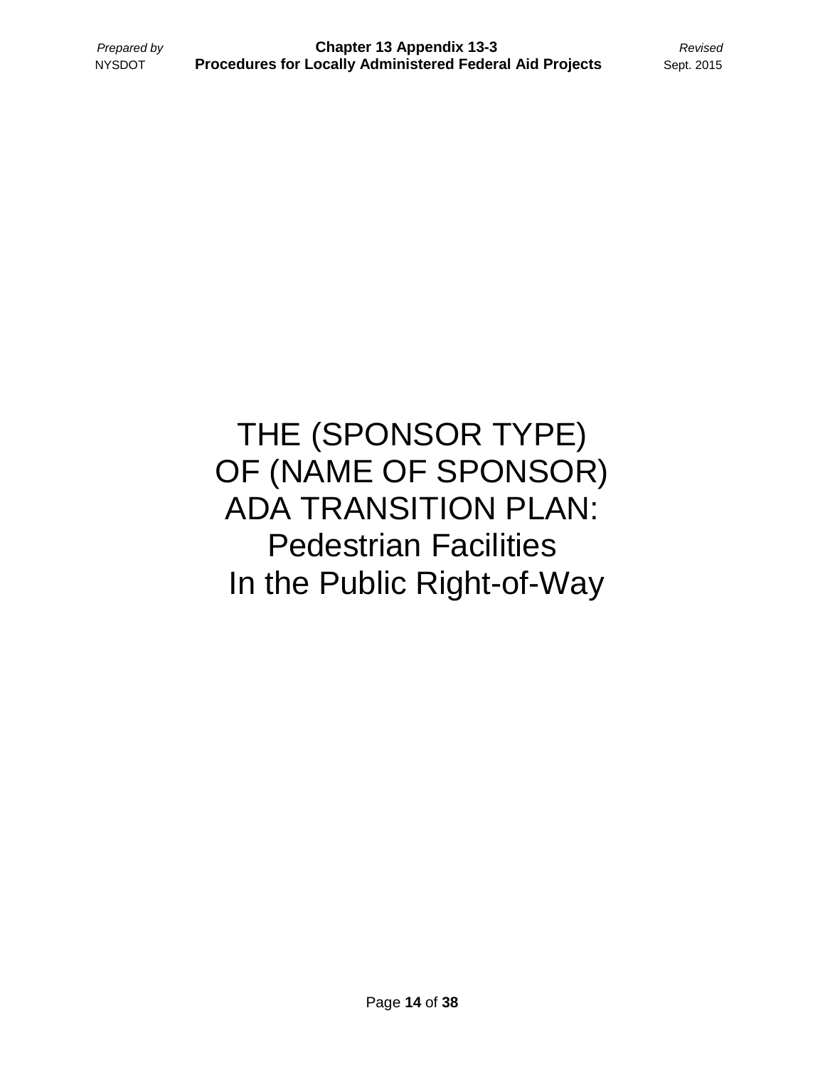# THE (SPONSOR TYPE) OF (NAME OF SPONSOR) ADA TRANSITION PLAN: Pedestrian Facilities In the Public Right-of-Way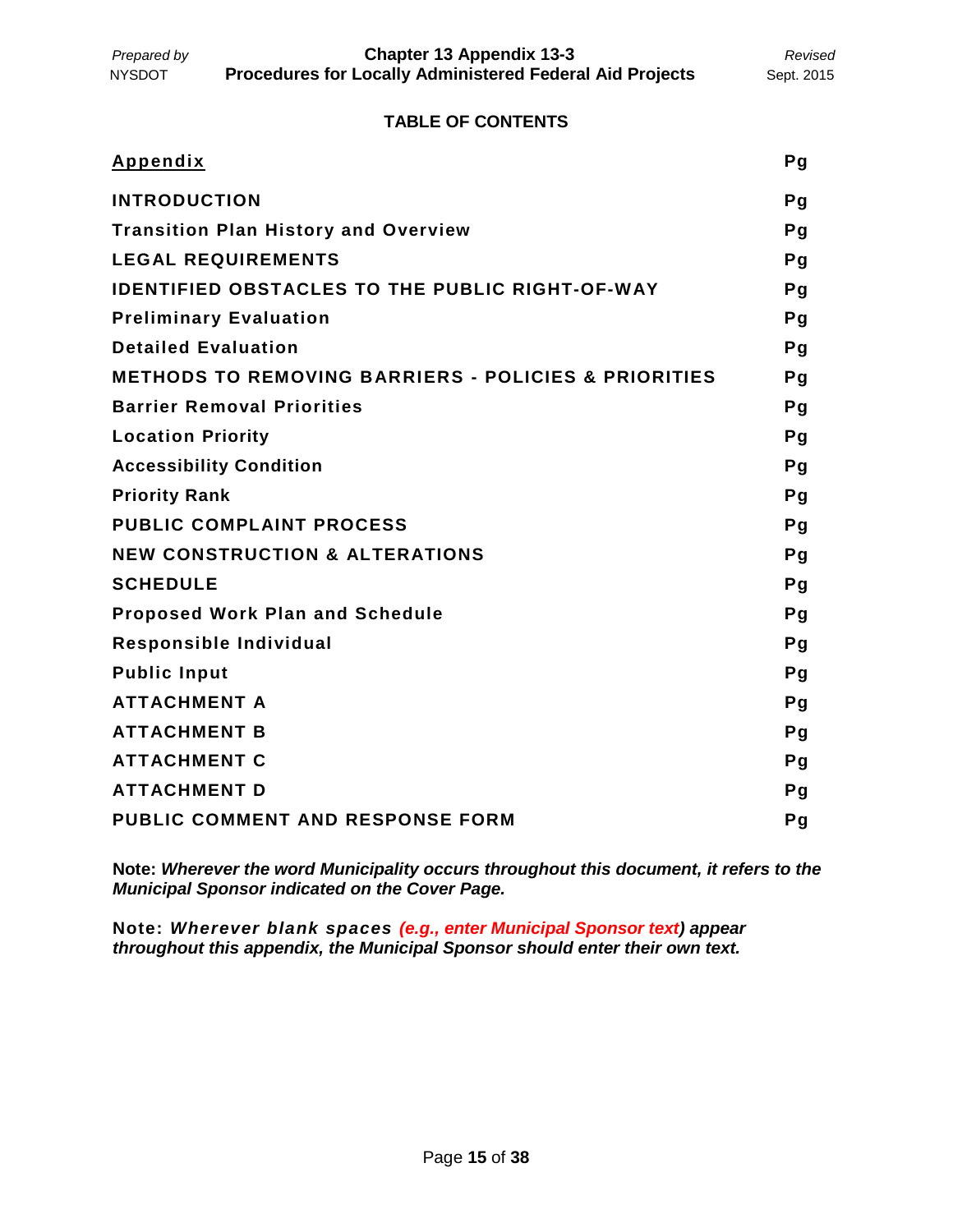## TABLE OF CONTENTS

| Appendix | Pg |
|---|---|
| **INTRODUCTION** | **Pg** |
| **Transition Plan History and Overview** | **Pg** |
| **LEGAL REQUIREMENTS** | **Pg** |
| **IDENTIFIED OBSTACLES TO THE PUBLIC RIGHT-OF-WAY** | **Pg** |
| **Preliminary Evaluation** | **Pg** |
| **Detailed Evaluation** | **Pg** |
| **METHODS TO REMOVING BARRIERS - POLICIES & PRIORITIES** | **Pg** |
| **Barrier Removal Priorities** | **Pg** |
| **Location Priority** | **Pg** |
| **Accessibility Condition** | **Pg** |
| **Priority Rank** | **Pg** |
| **PUBLIC COMPLAINT PROCESS** | **Pg** |
| **NEW CONSTRUCTION & ALTERATIONS** | **Pg** |
| **SCHEDULE** | **Pg** |
| **Proposed Work Plan and Schedule** | **Pg** |
| **Responsible Individual** | **Pg** |
| **Public Input** | **Pg** |
| **ATTACHMENT A** | **Pg** |
| **ATTACHMENT B** | **Pg** |
| **ATTACHMENT C** | **Pg** |
| **ATTACHMENT D** | **Pg** |
| **PUBLIC COMMENT AND RESPONSE FORM** | **Pg** |

**Note:** ***Wherever the word Municipality occurs throughout this document, it refers to the Municipal Sponsor indicated on the Cover Page.***

**Note:** ***Wherever blank spaces (e.g., enter Municipal Sponsor text) appear throughout this appendix, the Municipal Sponsor should enter their own text.***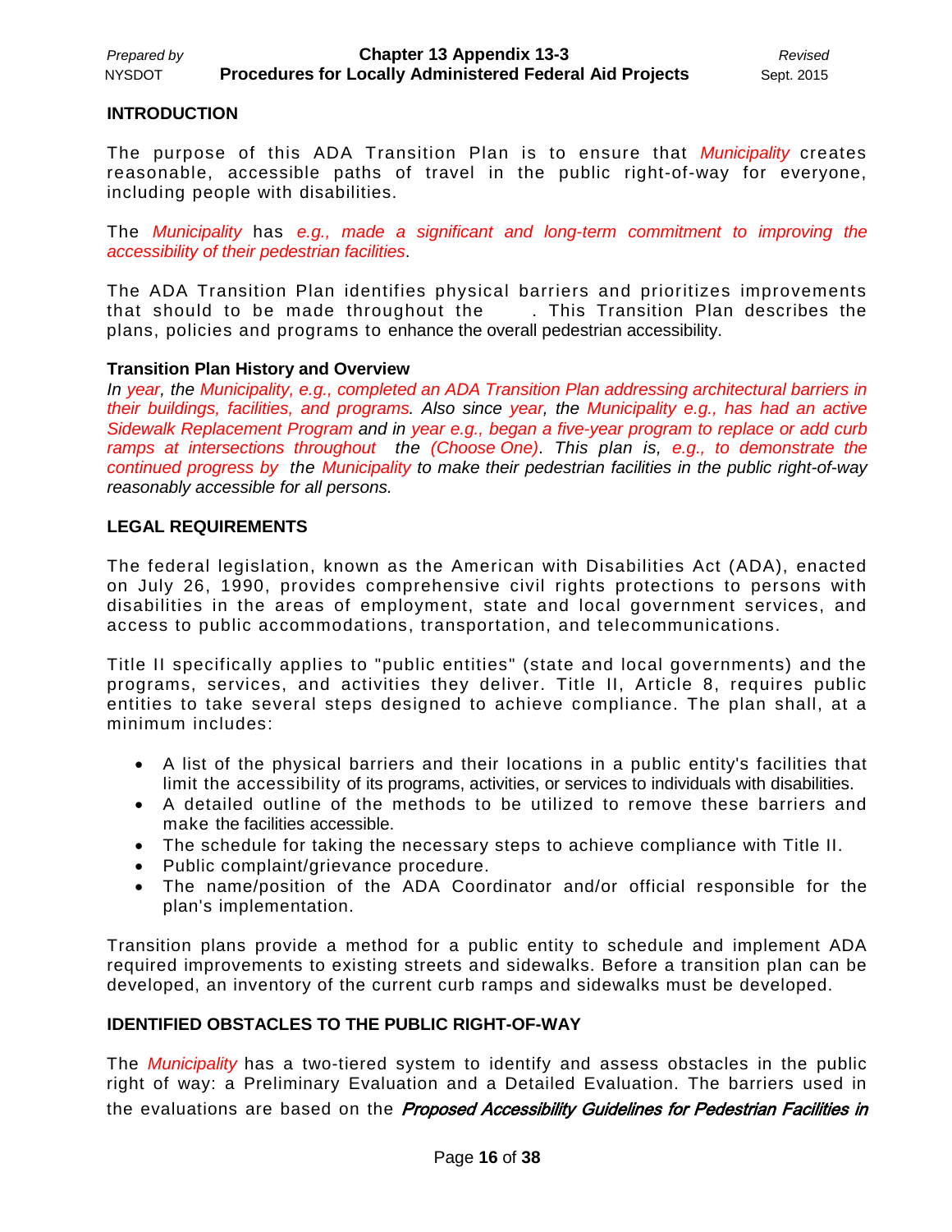## INTRODUCTION

The purpose of this ADA Transition Plan is to ensure that *Municipality* creates reasonable, accessible paths of travel in the public right-of-way for everyone, including people with disabilities.

The *Municipality* has *e.g., made a significant and long-term commitment to improving the accessibility of their pedestrian facilities*.

The ADA Transition Plan identifies physical barriers and prioritizes improvements that should to be made throughout the . This Transition Plan describes the plans, policies and programs to enhance the overall pedestrian accessibility.

### Transition Plan History and Overview

*In year, the Municipality, e.g., completed an ADA Transition Plan addressing architectural barriers in their buildings, facilities, and programs. Also since year, the Municipality e.g., has had an active Sidewalk Replacement Program and in year e.g., began a five-year program to replace or add curb ramps at intersections throughout the (Choose One). This plan is, e.g., to demonstrate the continued progress by the Municipality to make their pedestrian facilities in the public right-of-way reasonably accessible for all persons.*

## LEGAL REQUIREMENTS

The federal legislation, known as the American with Disabilities Act (ADA), enacted on July 26, 1990, provides comprehensive civil rights protections to persons with disabilities in the areas of employment, state and local government services, and access to public accommodations, transportation, and telecommunications.

Title II specifically applies to "public entities" (state and local governments) and the programs, services, and activities they deliver. Title II, Article 8, requires public entities to take several steps designed to achieve compliance. The plan shall, at a minimum includes:

- A list of the physical barriers and their locations in a public entity's facilities that limit the accessibility of its programs, activities, or services to individuals with disabilities.
- A detailed outline of the methods to be utilized to remove these barriers and make the facilities accessible.
- The schedule for taking the necessary steps to achieve compliance with Title II.
- Public complaint/grievance procedure.
- The name/position of the ADA Coordinator and/or official responsible for the plan's implementation.

Transition plans provide a method for a public entity to schedule and implement ADA required improvements to existing streets and sidewalks. Before a transition plan can be developed, an inventory of the current curb ramps and sidewalks must be developed.

## IDENTIFIED OBSTACLES TO THE PUBLIC RIGHT-OF-WAY

The *Municipality* has a two-tiered system to identify and assess obstacles in the public right of way: a Preliminary Evaluation and a Detailed Evaluation. The barriers used in the evaluations are based on the ***Proposed Accessibility Guidelines for Pedestrian Facilities in***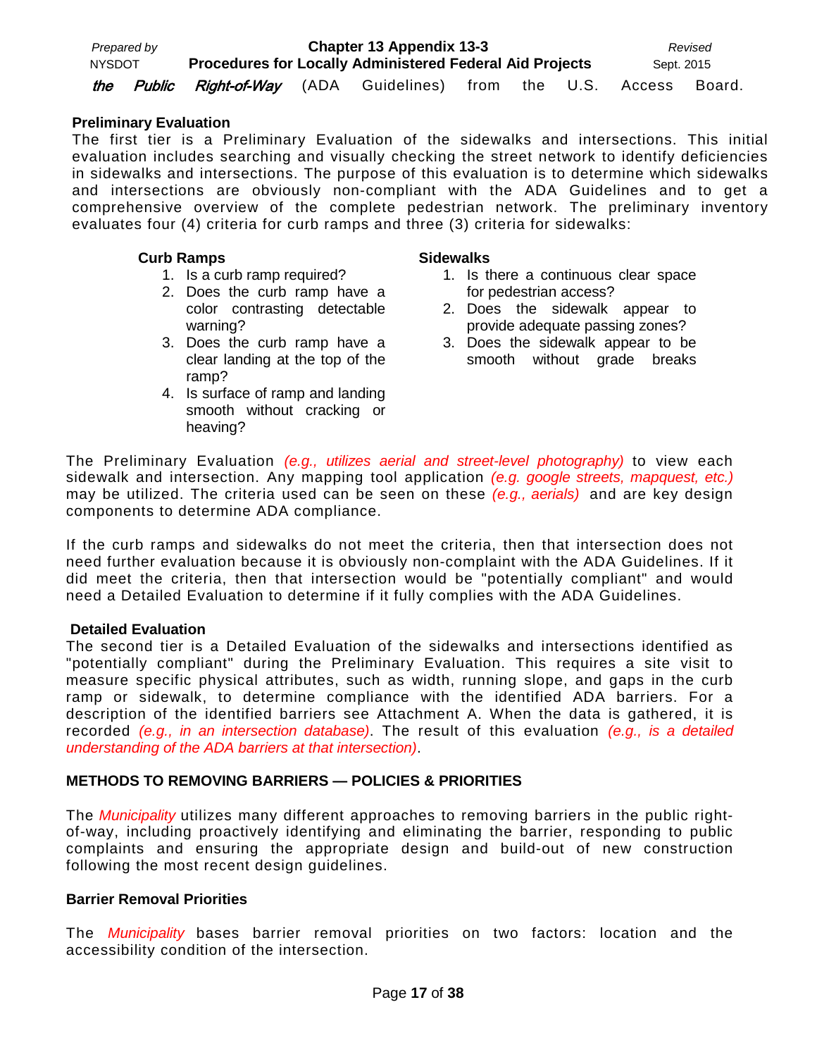*the Public Right-of-Way* (ADA Guidelines) from the U.S. Access Board.

**Preliminary Evaluation**

The first tier is a Preliminary Evaluation of the sidewalks and intersections. This initial evaluation includes searching and visually checking the street network to identify deficiencies in sidewalks and intersections. The purpose of this evaluation is to determine which sidewalks and intersections are obviously non-compliant with the ADA Guidelines and to get a comprehensive overview of the complete pedestrian network. The preliminary inventory evaluates four (4) criteria for curb ramps and three (3) criteria for sidewalks:

**Curb Ramps**

1. Is a curb ramp required?
2. Does the curb ramp have a color contrasting detectable warning?
3. Does the curb ramp have a clear landing at the top of the ramp?
4. Is surface of ramp and landing smooth without cracking or heaving?

**Sidewalks**

1. Is there a continuous clear space for pedestrian access?
2. Does the sidewalk appear to provide adequate passing zones?
3. Does the sidewalk appear to be smooth without grade breaks

The Preliminary Evaluation *(e.g., utilizes aerial and street-level photography)* to view each sidewalk and intersection. Any mapping tool application *(e.g. google streets, mapquest, etc.)* may be utilized. The criteria used can be seen on these *(e.g., aerials)* and are key design components to determine ADA compliance.

If the curb ramps and sidewalks do not meet the criteria, then that intersection does not need further evaluation because it is obviously non-complaint with the ADA Guidelines. If it did meet the criteria, then that intersection would be "potentially compliant" and would need a Detailed Evaluation to determine if it fully complies with the ADA Guidelines.

**Detailed Evaluation**

The second tier is a Detailed Evaluation of the sidewalks and intersections identified as "potentially compliant" during the Preliminary Evaluation. This requires a site visit to measure specific physical attributes, such as width, running slope, and gaps in the curb ramp or sidewalk, to determine compliance with the identified ADA barriers. For a description of the identified barriers see Attachment A. When the data is gathered, it is recorded *(e.g., in an intersection database)*. The result of this evaluation *(e.g., is a detailed understanding of the ADA barriers at that intersection)*.

**METHODS TO REMOVING BARRIERS — POLICIES & PRIORITIES**

The *Municipality* utilizes many different approaches to removing barriers in the public right-of-way, including proactively identifying and eliminating the barrier, responding to public complaints and ensuring the appropriate design and build-out of new construction following the most recent design guidelines.

**Barrier Removal Priorities**

The *Municipality* bases barrier removal priorities on two factors: location and the accessibility condition of the intersection.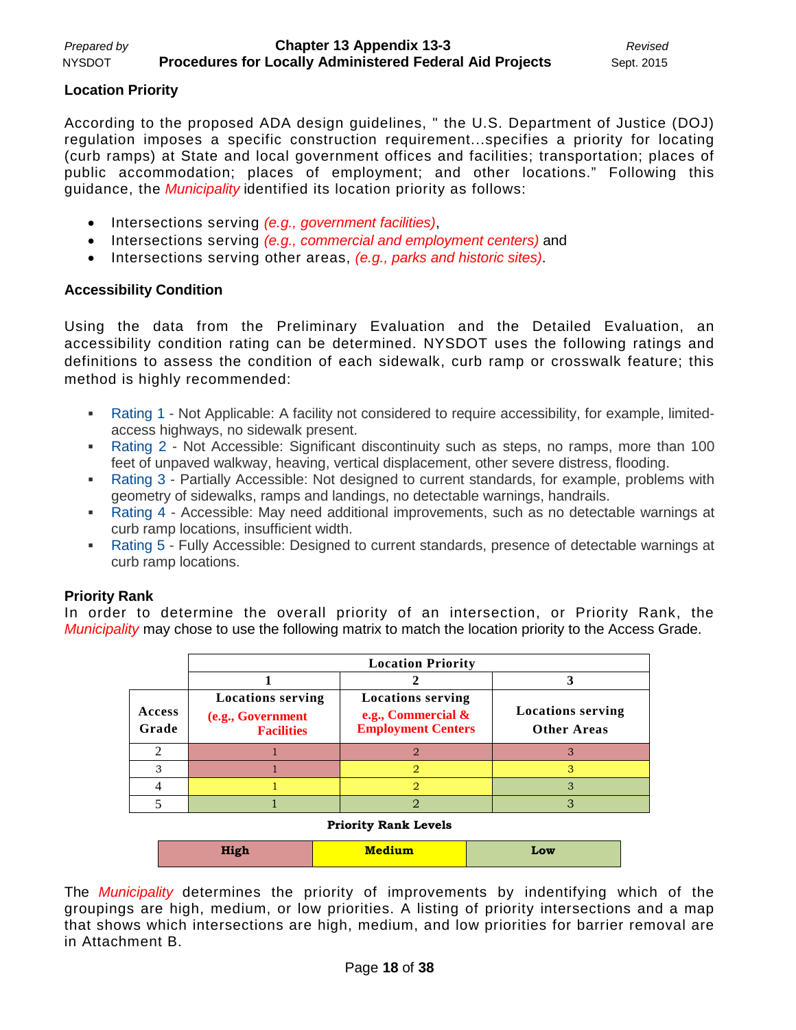**Location Priority**

According to the proposed ADA design guidelines, " the U.S. Department of Justice (DOJ) regulation imposes a specific construction requirement...specifies a priority for locating (curb ramps) at State and local government offices and facilities; transportation; places of public accommodation; places of employment; and other locations." Following this guidance, the *Municipality* identified its location priority as follows:

- Intersections serving *(e.g., government facilities)*,
- Intersections serving *(e.g., commercial and employment centers)* and
- Intersections serving other areas, *(e.g., parks and historic sites)*.

**Accessibility Condition**

Using the data from the Preliminary Evaluation and the Detailed Evaluation, an accessibility condition rating can be determined. NYSDOT uses the following ratings and definitions to assess the condition of each sidewalk, curb ramp or crosswalk feature; this method is highly recommended:

- Rating 1 - Not Applicable: A facility not considered to require accessibility, for example, limited-access highways, no sidewalk present.
- Rating 2 - Not Accessible: Significant discontinuity such as steps, no ramps, more than 100 feet of unpaved walkway, heaving, vertical displacement, other severe distress, flooding.
- Rating 3 - Partially Accessible: Not designed to current standards, for example, problems with geometry of sidewalks, ramps and landings, no detectable warnings, handrails.
- Rating 4 - Accessible: May need additional improvements, such as no detectable warnings at curb ramp locations, insufficient width.
- Rating 5 - Fully Accessible: Designed to current standards, presence of detectable warnings at curb ramp locations.

**Priority Rank**

In order to determine the overall priority of an intersection, or Priority Rank, the *Municipality* may chose to use the following matrix to match the location priority to the Access Grade.

| | Location Priority | | |
|---|---|---|---|
| | 1 | 2 | 3 |
| Access Grade | Locations serving (e.g., Government Facilities | Locations serving e.g., Commercial & Employment Centers | Locations serving Other Areas |
| 2 | 1 (High) | 2 (High) | 3 (High) |
| 3 | 1 (High) | 2 (Medium) | 3 (Medium) |
| 4 | 1 (Medium) | 2 (Medium) | 3 (Low) |
| 5 | 1 (Low) | 2 (Low) | 3 (Low) |

**Priority Rank Levels**

| High | Medium | Low |
|---|---|---|

The *Municipality* determines the priority of improvements by indentifying which of the groupings are high, medium, or low priorities. A listing of priority intersections and a map that shows which intersections are high, medium, and low priorities for barrier removal are in Attachment B.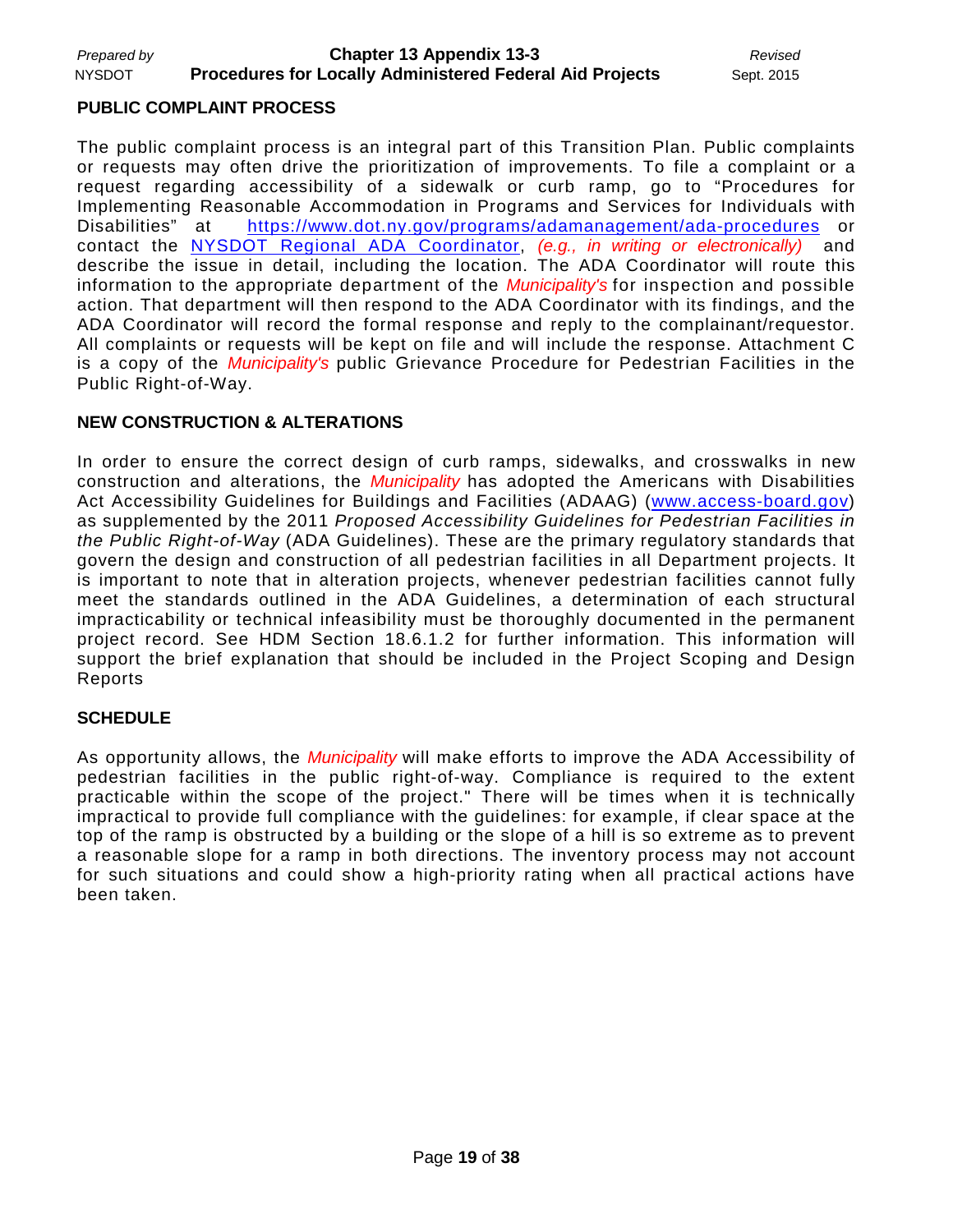## PUBLIC COMPLAINT PROCESS

The public complaint process is an integral part of this Transition Plan. Public complaints or requests may often drive the prioritization of improvements. To file a complaint or a request regarding accessibility of a sidewalk or curb ramp, go to "Procedures for Implementing Reasonable Accommodation in Programs and Services for Individuals with Disabilities" at [https://www.dot.ny.gov/programs/adamanagement/ada-procedures](https://www.dot.ny.gov/programs/adamanagement/ada-procedures) or contact the NYSDOT Regional ADA Coordinator, *(e.g., in writing or electronically)* and describe the issue in detail, including the location. The ADA Coordinator will route this information to the appropriate department of the *Municipality's* for inspection and possible action. That department will then respond to the ADA Coordinator with its findings, and the ADA Coordinator will record the formal response and reply to the complainant/requestor. All complaints or requests will be kept on file and will include the response. Attachment C is a copy of the *Municipality's* public Grievance Procedure for Pedestrian Facilities in the Public Right-of-Way.

## NEW CONSTRUCTION & ALTERATIONS

In order to ensure the correct design of curb ramps, sidewalks, and crosswalks in new construction and alterations, the *Municipality* has adopted the Americans with Disabilities Act Accessibility Guidelines for Buildings and Facilities (ADAAG) ([www.access-board.gov](http://www.access-board.gov)) as supplemented by the 2011 *Proposed Accessibility Guidelines for Pedestrian Facilities in the Public Right-of-Way* (ADA Guidelines). These are the primary regulatory standards that govern the design and construction of all pedestrian facilities in all Department projects. It is important to note that in alteration projects, whenever pedestrian facilities cannot fully meet the standards outlined in the ADA Guidelines, a determination of each structural impracticability or technical infeasibility must be thoroughly documented in the permanent project record. See HDM Section 18.6.1.2 for further information. This information will support the brief explanation that should be included in the Project Scoping and Design Reports

## SCHEDULE

As opportunity allows, the *Municipality* will make efforts to improve the ADA Accessibility of pedestrian facilities in the public right-of-way. Compliance is required to the extent practicable within the scope of the project." There will be times when it is technically impractical to provide full compliance with the guidelines: for example, if clear space at the top of the ramp is obstructed by a building or the slope of a hill is so extreme as to prevent a reasonable slope for a ramp in both directions. The inventory process may not account for such situations and could show a high-priority rating when all practical actions have been taken.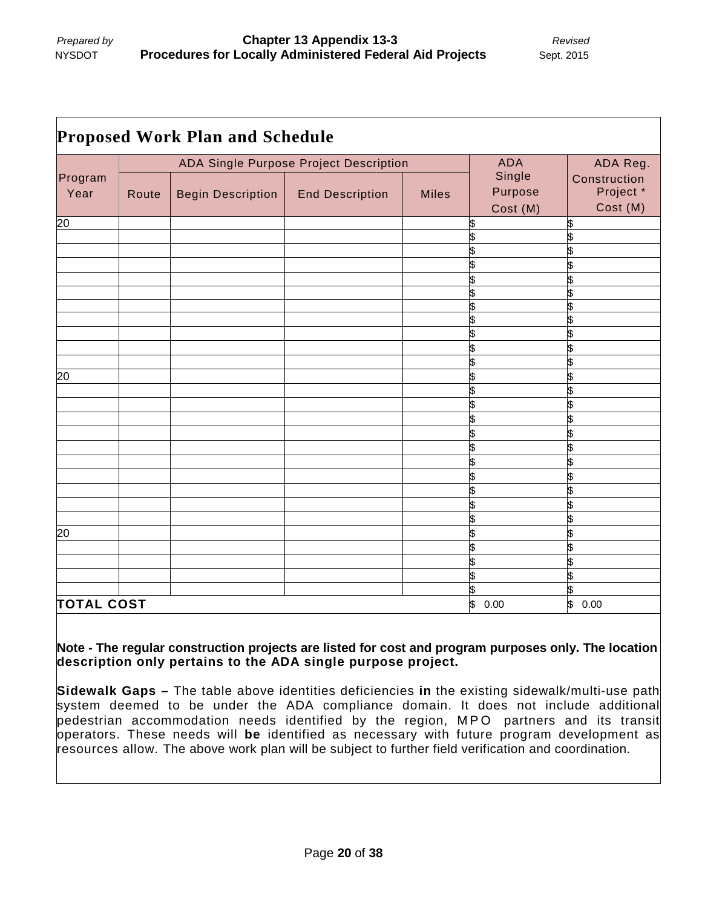## Proposed Work Plan and Schedule

| Program Year | ADA Single Purpose Project Description | | | | ADA Single Purpose Cost (M) | ADA Reg. Construction Project * Cost (M) |
|---|---|---|---|---|---|---|
| | Route | Begin Description | End Description | Miles | | |
| 20 | | | | | $ | $ |
| | | | | | $ | $ |
| | | | | | $ | $ |
| | | | | | $ | $ |
| | | | | | $ | $ |
| | | | | | $ | $ |
| | | | | | $ | $ |
| | | | | | $ | $ |
| | | | | | $ | $ |
| | | | | | $ | $ |
| | | | | | $ | $ |
| 20 | | | | | $ | $ |
| | | | | | $ | $ |
| | | | | | $ | $ |
| | | | | | $ | $ |
| | | | | | $ | $ |
| | | | | | $ | $ |
| | | | | | $ | $ |
| | | | | | $ | $ |
| | | | | | $ | $ |
| | | | | | $ | $ |
| | | | | | $ | $ |
| 20 | | | | | $ | $ |
| | | | | | $ | $ |
| | | | | | $ | $ |
| | | | | | $ | $ |
| | | | | | $ | $ |
| **TOTAL COST** | | | | | $ 0.00 | $ 0.00 |

**Note - The regular construction projects are listed for cost and program purposes only. The location description only pertains to the ADA single purpose project.**

**Sidewalk Gaps –** The table above identities deficiencies **in** the existing sidewalk/multi-use path system deemed to be under the ADA compliance domain. It does not include additional pedestrian accommodation needs identified by the region, MPO partners and its transit operators. These needs will **be** identified as necessary with future program development as resources allow. The above work plan will be subject to further field verification and coordination.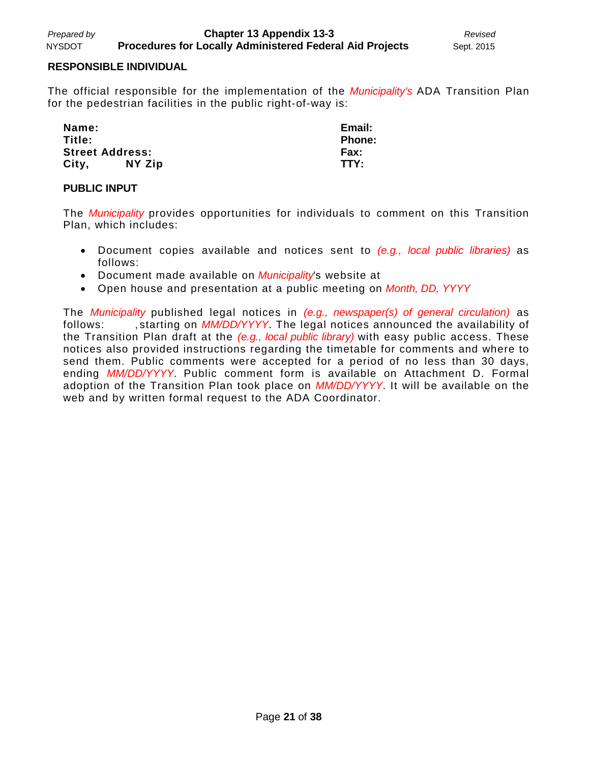## RESPONSIBLE INDIVIDUAL

The official responsible for the implementation of the *Municipality's* ADA Transition Plan for the pedestrian facilities in the public right-of-way is:

**Name:**
**Title:**
**Street Address:**
**City, NY Zip**

**Email:**
**Phone:**
**Fax:**
**TTY:**

## PUBLIC INPUT

The *Municipality* provides opportunities for individuals to comment on this Transition Plan, which includes:

- Document copies available and notices sent to *(e.g., local public libraries)* as follows:
- Document made available on *Municipality*'s website at
- Open house and presentation at a public meeting on *Month, DD, YYYY*

The *Municipality* published legal notices in *(e.g., newspaper(s) of general circulation)* as follows: , starting on *MM/DD/YYYY*. The legal notices announced the availability of the Transition Plan draft at the *(e.g., local public library)* with easy public access. These notices also provided instructions regarding the timetable for comments and where to send them. Public comments were accepted for a period of no less than 30 days, ending *MM/DD/YYYY*. Public comment form is available on Attachment D. Formal adoption of the Transition Plan took place on *MM/DD/YYYY*. It will be available on the web and by written formal request to the ADA Coordinator.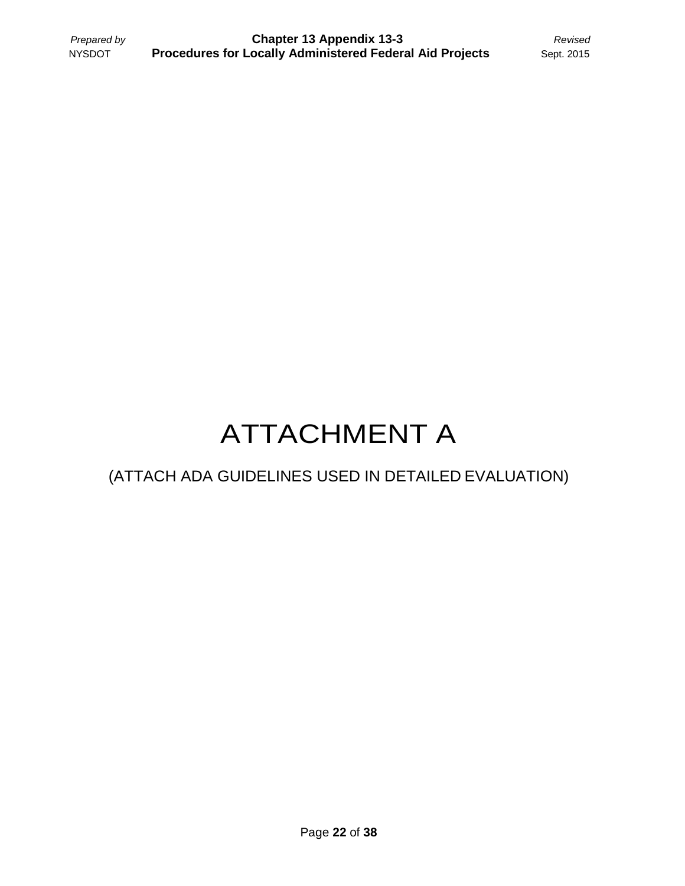# ATTACHMENT A

(ATTACH ADA GUIDELINES USED IN DETAILED EVALUATION)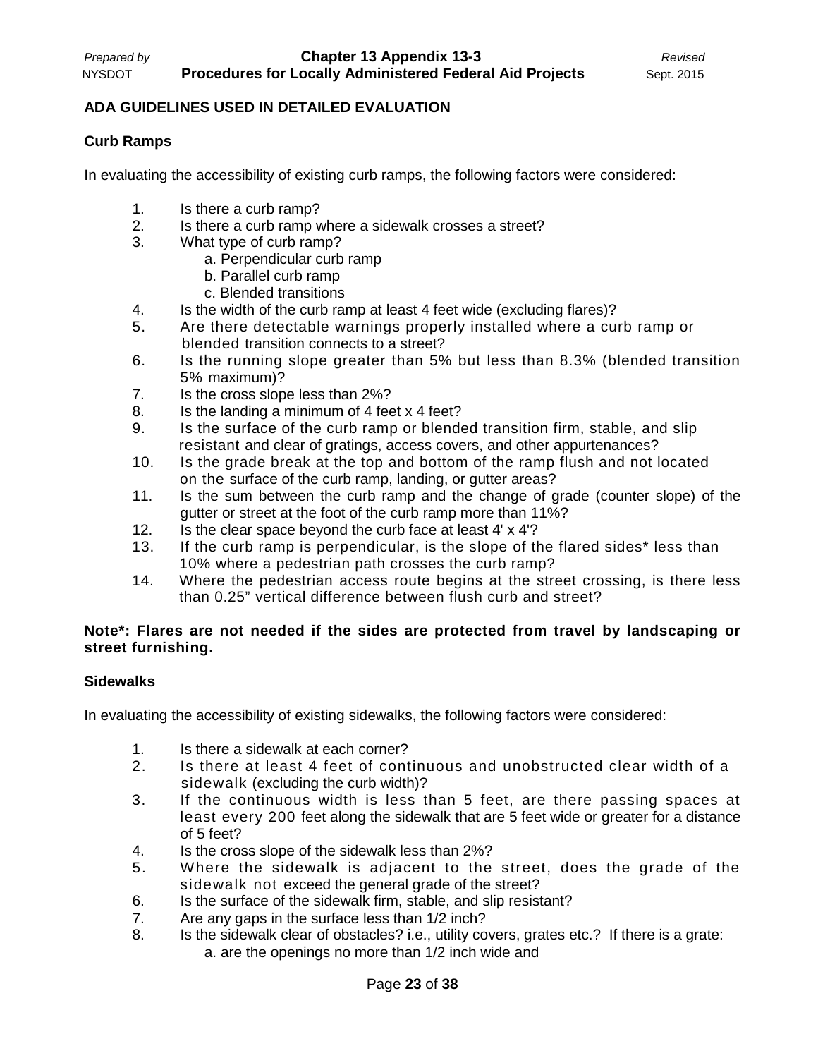## ADA GUIDELINES USED IN DETAILED EVALUATION

### Curb Ramps

In evaluating the accessibility of existing curb ramps, the following factors were considered:

1. Is there a curb ramp?
2. Is there a curb ramp where a sidewalk crosses a street?
3. What type of curb ramp?
   a. Perpendicular curb ramp
   b. Parallel curb ramp
   c. Blended transitions
4. Is the width of the curb ramp at least 4 feet wide (excluding flares)?
5. Are there detectable warnings properly installed where a curb ramp or blended transition connects to a street?
6. Is the running slope greater than 5% but less than 8.3% (blended transition 5% maximum)?
7. Is the cross slope less than 2%?
8. Is the landing a minimum of 4 feet x 4 feet?
9. Is the surface of the curb ramp or blended transition firm, stable, and slip resistant and clear of gratings, access covers, and other appurtenances?
10. Is the grade break at the top and bottom of the ramp flush and not located on the surface of the curb ramp, landing, or gutter areas?
11. Is the sum between the curb ramp and the change of grade (counter slope) of the gutter or street at the foot of the curb ramp more than 11%?
12. Is the clear space beyond the curb face at least 4' x 4'?
13. If the curb ramp is perpendicular, is the slope of the flared sides* less than 10% where a pedestrian path crosses the curb ramp?
14. Where the pedestrian access route begins at the street crossing, is there less than 0.25" vertical difference between flush curb and street?

**Note*: Flares are not needed if the sides are protected from travel by landscaping or street furnishing.**

### Sidewalks

In evaluating the accessibility of existing sidewalks, the following factors were considered:

1. Is there a sidewalk at each corner?
2. Is there at least 4 feet of continuous and unobstructed clear width of a sidewalk (excluding the curb width)?
3. If the continuous width is less than 5 feet, are there passing spaces at least every 200 feet along the sidewalk that are 5 feet wide or greater for a distance of 5 feet?
4. Is the cross slope of the sidewalk less than 2%?
5. Where the sidewalk is adjacent to the street, does the grade of the sidewalk not exceed the general grade of the street?
6. Is the surface of the sidewalk firm, stable, and slip resistant?
7. Are any gaps in the surface less than 1/2 inch?
8. Is the sidewalk clear of obstacles? i.e., utility covers, grates etc.? If there is a grate:
   a. are the openings no more than 1/2 inch wide and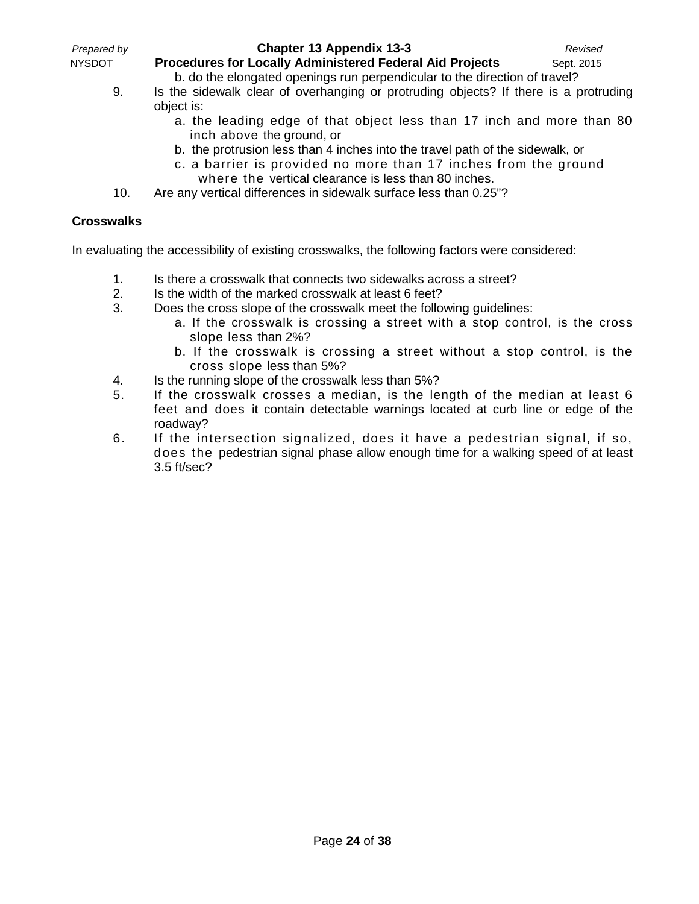b. do the elongated openings run perpendicular to the direction of travel?

9. Is the sidewalk clear of overhanging or protruding objects? If there is a protruding object is:
   a. the leading edge of that object less than 17 inch and more than 80 inch above the ground, or
   b. the protrusion less than 4 inches into the travel path of the sidewalk, or
   c. a barrier is provided no more than 17 inches from the ground where the vertical clearance is less than 80 inches.
10. Are any vertical differences in sidewalk surface less than 0.25"?

**Crosswalks**

In evaluating the accessibility of existing crosswalks, the following factors were considered:

1. Is there a crosswalk that connects two sidewalks across a street?
2. Is the width of the marked crosswalk at least 6 feet?
3. Does the cross slope of the crosswalk meet the following guidelines:
   a. If the crosswalk is crossing a street with a stop control, is the cross slope less than 2%?
   b. If the crosswalk is crossing a street without a stop control, is the cross slope less than 5%?
4. Is the running slope of the crosswalk less than 5%?
5. If the crosswalk crosses a median, is the length of the median at least 6 feet and does it contain detectable warnings located at curb line or edge of the roadway?
6. If the intersection signalized, does it have a pedestrian signal, if so, does the pedestrian signal phase allow enough time for a walking speed of at least 3.5 ft/sec?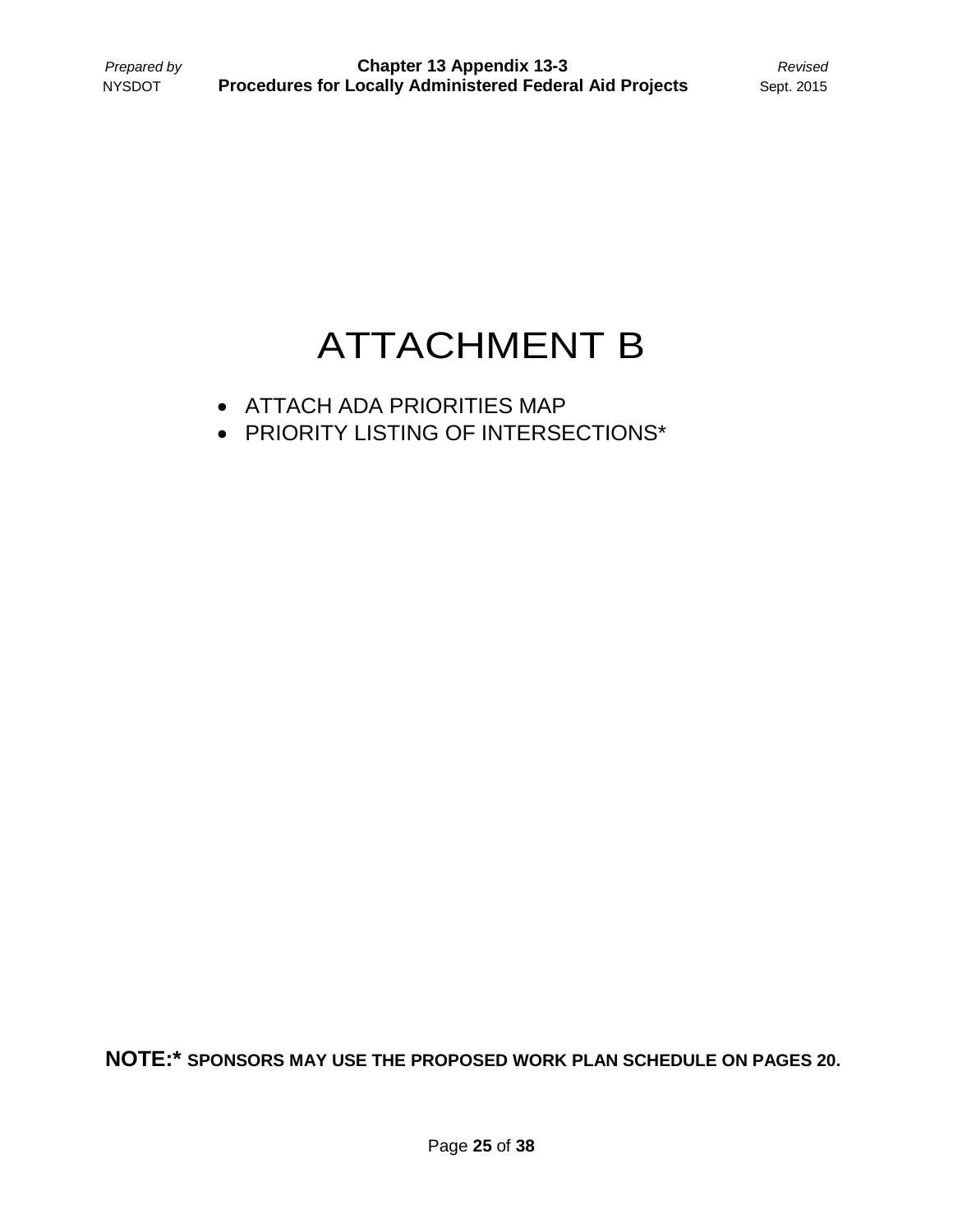# ATTACHMENT B

- ATTACH ADA PRIORITIES MAP
- PRIORITY LISTING OF INTERSECTIONS*

**NOTE:* SPONSORS MAY USE THE PROPOSED WORK PLAN SCHEDULE ON PAGES 20.**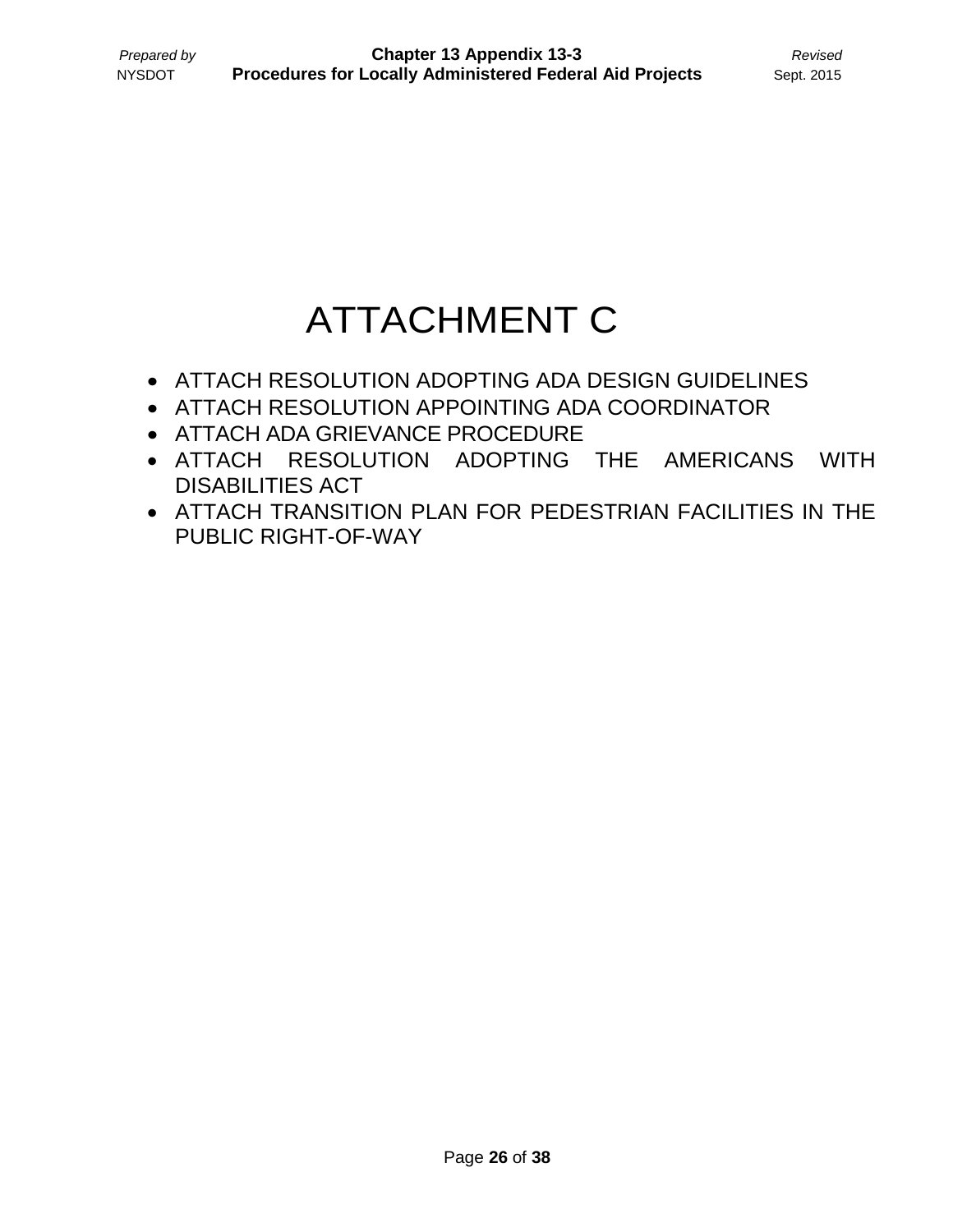# ATTACHMENT C

- ATTACH RESOLUTION ADOPTING ADA DESIGN GUIDELINES
- ATTACH RESOLUTION APPOINTING ADA COORDINATOR
- ATTACH ADA GRIEVANCE PROCEDURE
- ATTACH RESOLUTION ADOPTING THE AMERICANS WITH DISABILITIES ACT
- ATTACH TRANSITION PLAN FOR PEDESTRIAN FACILITIES IN THE PUBLIC RIGHT-OF-WAY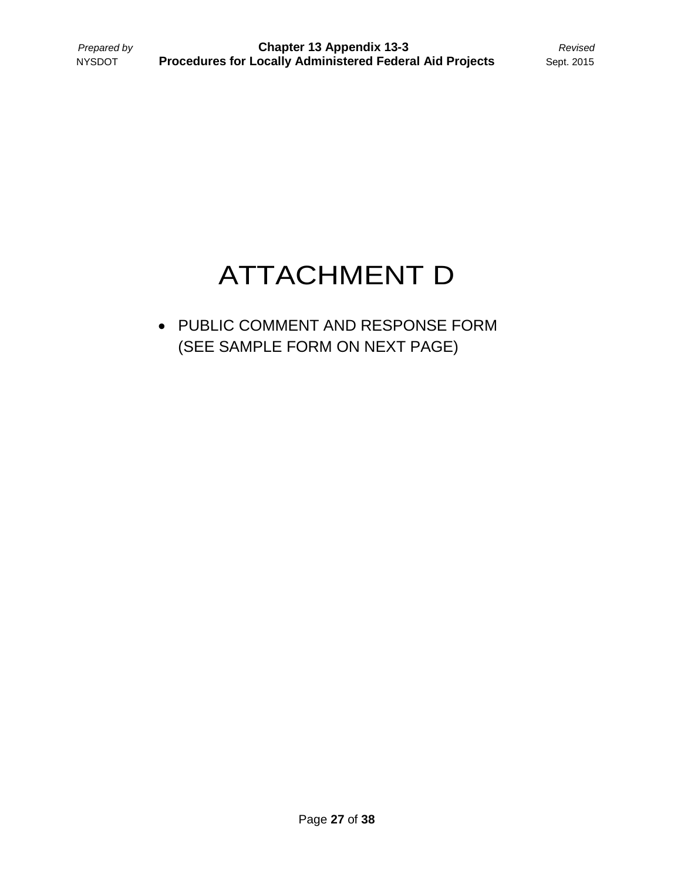# ATTACHMENT D

- PUBLIC COMMENT AND RESPONSE FORM (SEE SAMPLE FORM ON NEXT PAGE)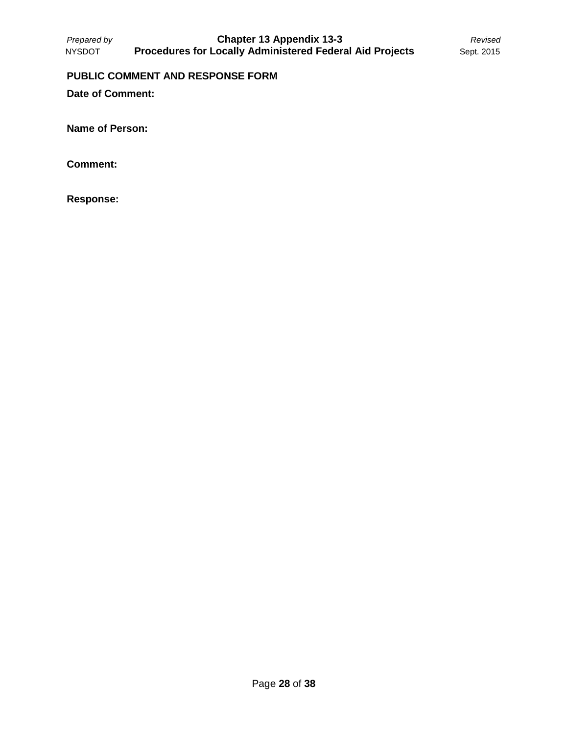**PUBLIC COMMENT AND RESPONSE FORM**

**Date of Comment:**

**Name of Person:**

**Comment:**

**Response:**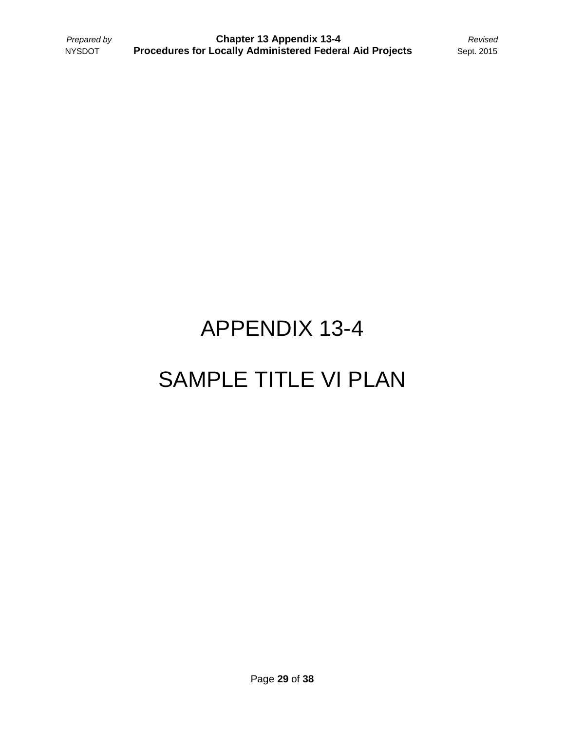# APPENDIX 13-4

# SAMPLE TITLE VI PLAN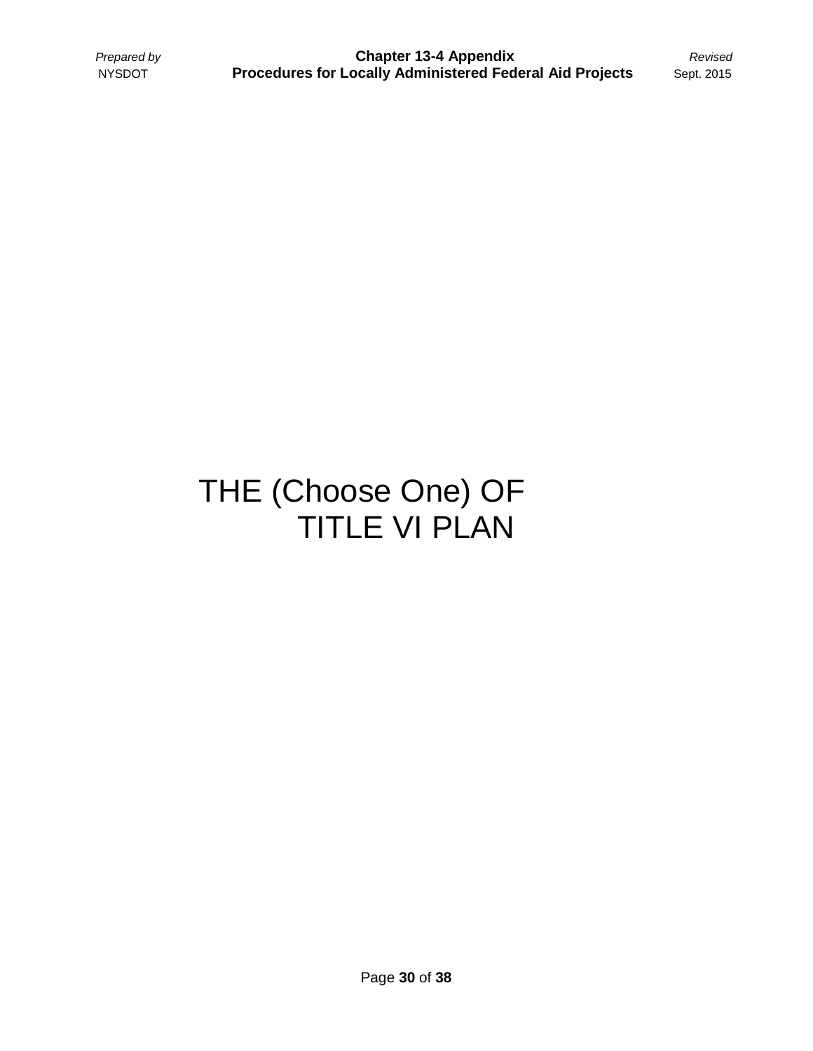# THE (Choose One) OF TITLE VI PLAN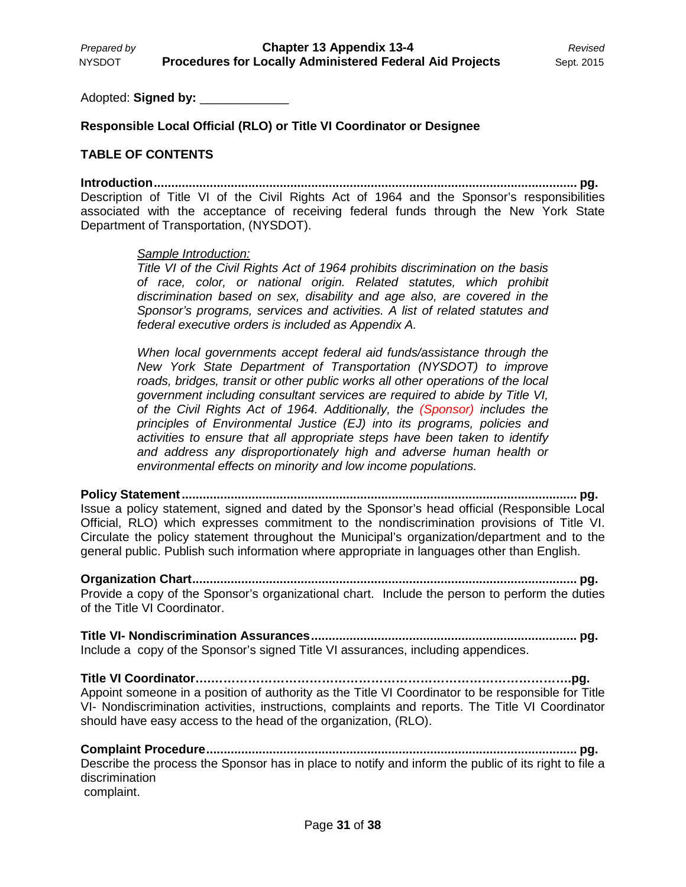Adopted: **Signed by:** _____________

**Responsible Local Official (RLO) or Title VI Coordinator or Designee**

**TABLE OF CONTENTS**

**Introduction........................................................................................................................ pg.**
Description of Title VI of the Civil Rights Act of 1964 and the Sponsor's responsibilities associated with the acceptance of receiving federal funds through the New York State Department of Transportation, (NYSDOT).

> *<u>Sample Introduction:</u>*
> *Title VI of the Civil Rights Act of 1964 prohibits discrimination on the basis of race, color, or national origin. Related statutes, which prohibit discrimination based on sex, disability and age also, are covered in the Sponsor's programs, services and activities. A list of related statutes and federal executive orders is included as Appendix A.*
>
> *When local governments accept federal aid funds/assistance through the New York State Department of Transportation (NYSDOT) to improve roads, bridges, transit or other public works all other operations of the local government including consultant services are required to abide by Title VI, of the Civil Rights Act of 1964. Additionally, the (Sponsor) includes the principles of Environmental Justice (EJ) into its programs, policies and activities to ensure that all appropriate steps have been taken to identify and address any disproportionately high and adverse human health or environmental effects on minority and low income populations.*

**Policy Statement................................................................................................................ pg.**
Issue a policy statement, signed and dated by the Sponsor's head official (Responsible Local Official, RLO) which expresses commitment to the nondiscrimination provisions of Title VI. Circulate the policy statement throughout the Municipal's organization/department and to the general public. Publish such information where appropriate in languages other than English.

**Organization Chart............................................................................................................ pg.**
Provide a copy of the Sponsor's organizational chart. Include the person to perform the duties of the Title VI Coordinator.

**Title VI- Nondiscrimination Assurances........................................................................... pg.**
Include a copy of the Sponsor's signed Title VI assurances, including appendices.

**Title VI Coordinator…………………………………………………………………………….pg.**
Appoint someone in a position of authority as the Title VI Coordinator to be responsible for Title VI- Nondiscrimination activities, instructions, complaints and reports. The Title VI Coordinator should have easy access to the head of the organization, (RLO).

**Complaint Procedure........................................................................................................ pg.**
Describe the process the Sponsor has in place to notify and inform the public of its right to file a discrimination
complaint.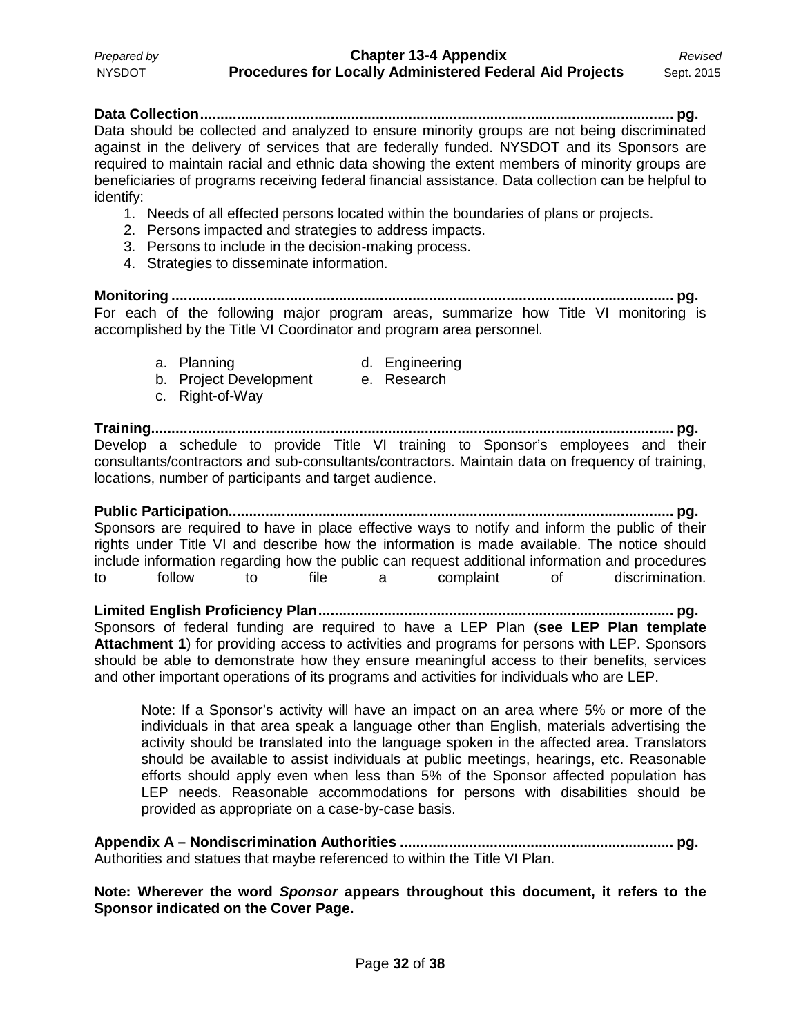**Data Collection................................................................................................................... pg.**
Data should be collected and analyzed to ensure minority groups are not being discriminated against in the delivery of services that are federally funded. NYSDOT and its Sponsors are required to maintain racial and ethnic data showing the extent members of minority groups are beneficiaries of programs receiving federal financial assistance. Data collection can be helpful to identify:

1. Needs of all effected persons located within the boundaries of plans or projects.
2. Persons impacted and strategies to address impacts.
3. Persons to include in the decision-making process.
4. Strategies to disseminate information.

**Monitoring .......................................................................................................................... pg.**
For each of the following major program areas, summarize how Title VI monitoring is accomplished by the Title VI Coordinator and program area personnel.

a. Planning
b. Project Development
c. Right-of-Way
d. Engineering
e. Research

**Training.............................................................................................................................. pg.**
Develop a schedule to provide Title VI training to Sponsor's employees and their consultants/contractors and sub-consultants/contractors. Maintain data on frequency of training, locations, number of participants and target audience.

**Public Participation........................................................................................................... pg.**
Sponsors are required to have in place effective ways to notify and inform the public of their rights under Title VI and describe how the information is made available. The notice should include information regarding how the public can request additional information and procedures to follow to file a complaint of discrimination.

**Limited English Proficiency Plan...................................................................................... pg.**
Sponsors of federal funding are required to have a LEP Plan (**see LEP Plan template Attachment 1**) for providing access to activities and programs for persons with LEP. Sponsors should be able to demonstrate how they ensure meaningful access to their benefits, services and other important operations of its programs and activities for individuals who are LEP.

> Note: If a Sponsor's activity will have an impact on an area where 5% or more of the individuals in that area speak a language other than English, materials advertising the activity should be translated into the language spoken in the affected area. Translators should be available to assist individuals at public meetings, hearings, etc. Reasonable efforts should apply even when less than 5% of the Sponsor affected population has LEP needs. Reasonable accommodations for persons with disabilities should be provided as appropriate on a case-by-case basis.

**Appendix A – Nondiscrimination Authorities .................................................................. pg.**
Authorities and statues that maybe referenced to within the Title VI Plan.

**Note: Wherever the word *Sponsor* appears throughout this document, it refers to the Sponsor indicated on the Cover Page.**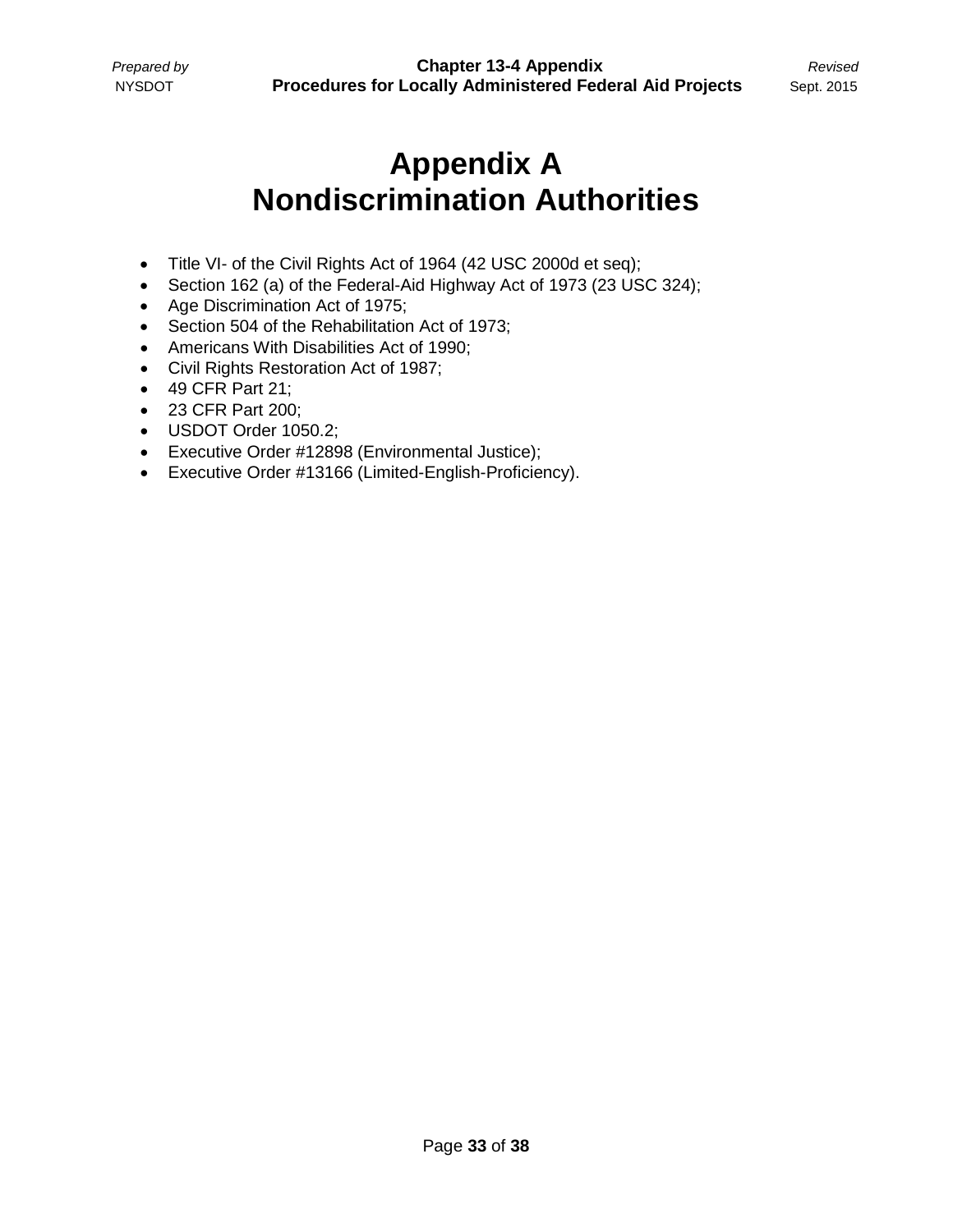# Appendix A
# Nondiscrimination Authorities

- Title VI- of the Civil Rights Act of 1964 (42 USC 2000d et seq);
- Section 162 (a) of the Federal-Aid Highway Act of 1973 (23 USC 324);
- Age Discrimination Act of 1975;
- Section 504 of the Rehabilitation Act of 1973;
- Americans With Disabilities Act of 1990;
- Civil Rights Restoration Act of 1987;
- 49 CFR Part 21;
- 23 CFR Part 200;
- USDOT Order 1050.2;
- Executive Order #12898 (Environmental Justice);
- Executive Order #13166 (Limited-English-Proficiency).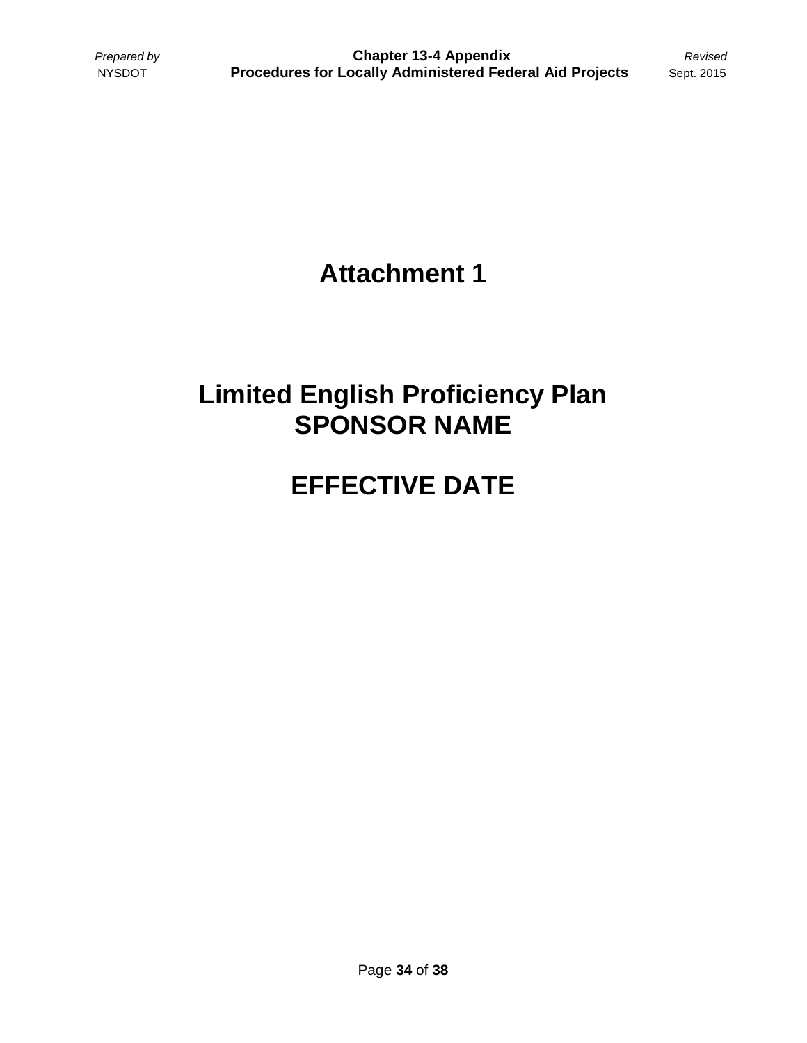# Attachment 1

# Limited English Proficiency Plan
# SPONSOR NAME

# EFFECTIVE DATE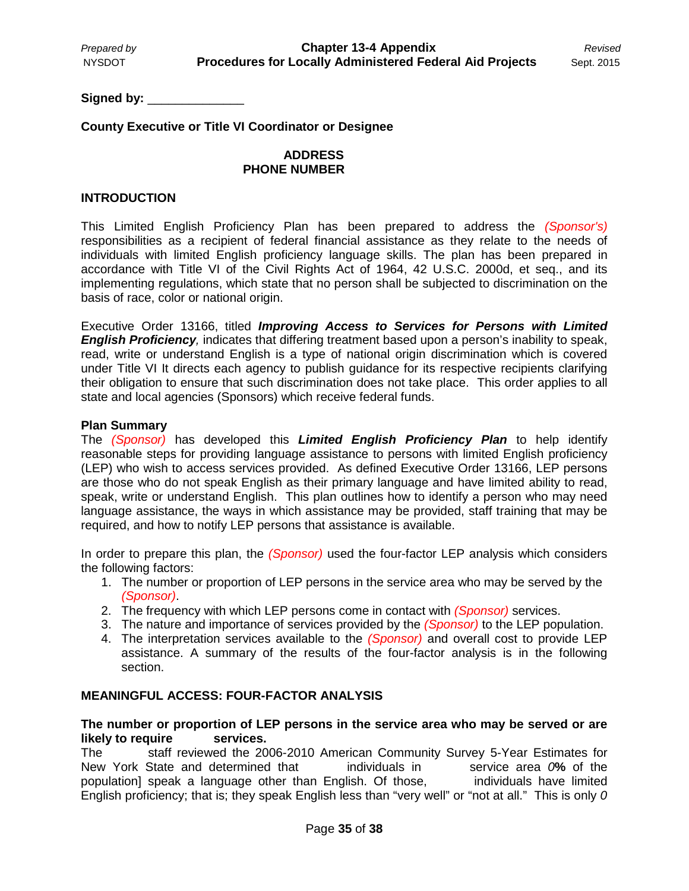Signed by: ______________

**County Executive or Title VI Coordinator or Designee**

**ADDRESS**
**PHONE NUMBER**

## INTRODUCTION

This Limited English Proficiency Plan has been prepared to address the *(Sponsor's)* responsibilities as a recipient of federal financial assistance as they relate to the needs of individuals with limited English proficiency language skills. The plan has been prepared in accordance with Title VI of the Civil Rights Act of 1964, 42 U.S.C. 2000d, et seq., and its implementing regulations, which state that no person shall be subjected to discrimination on the basis of race, color or national origin.

Executive Order 13166, titled ***Improving Access to Services for Persons with Limited English Proficiency**,* indicates that differing treatment based upon a person's inability to speak, read, write or understand English is a type of national origin discrimination which is covered under Title VI It directs each agency to publish guidance for its respective recipients clarifying their obligation to ensure that such discrimination does not take place. This order applies to all state and local agencies (Sponsors) which receive federal funds.

### Plan Summary

The *(Sponsor)* has developed this ***Limited English Proficiency Plan*** to help identify reasonable steps for providing language assistance to persons with limited English proficiency (LEP) who wish to access services provided. As defined Executive Order 13166, LEP persons are those who do not speak English as their primary language and have limited ability to read, speak, write or understand English. This plan outlines how to identify a person who may need language assistance, the ways in which assistance may be provided, staff training that may be required, and how to notify LEP persons that assistance is available.

In order to prepare this plan, the *(Sponsor)* used the four-factor LEP analysis which considers the following factors:

1. The number or proportion of LEP persons in the service area who may be served by the *(Sponsor)*.
2. The frequency with which LEP persons come in contact with *(Sponsor)* services.
3. The nature and importance of services provided by the *(Sponsor)* to the LEP population.
4. The interpretation services available to the *(Sponsor)* and overall cost to provide LEP assistance. A summary of the results of the four-factor analysis is in the following section.

## MEANINGFUL ACCESS: FOUR-FACTOR ANALYSIS

**The number or proportion of LEP persons in the service area who may be served or are likely to require services.**

The staff reviewed the 2006-2010 American Community Survey 5-Year Estimates for New York State and determined that individuals in service area *0***%** of the population] speak a language other than English. Of those, individuals have limited English proficiency; that is; they speak English less than "very well" or "not at all." This is only *0*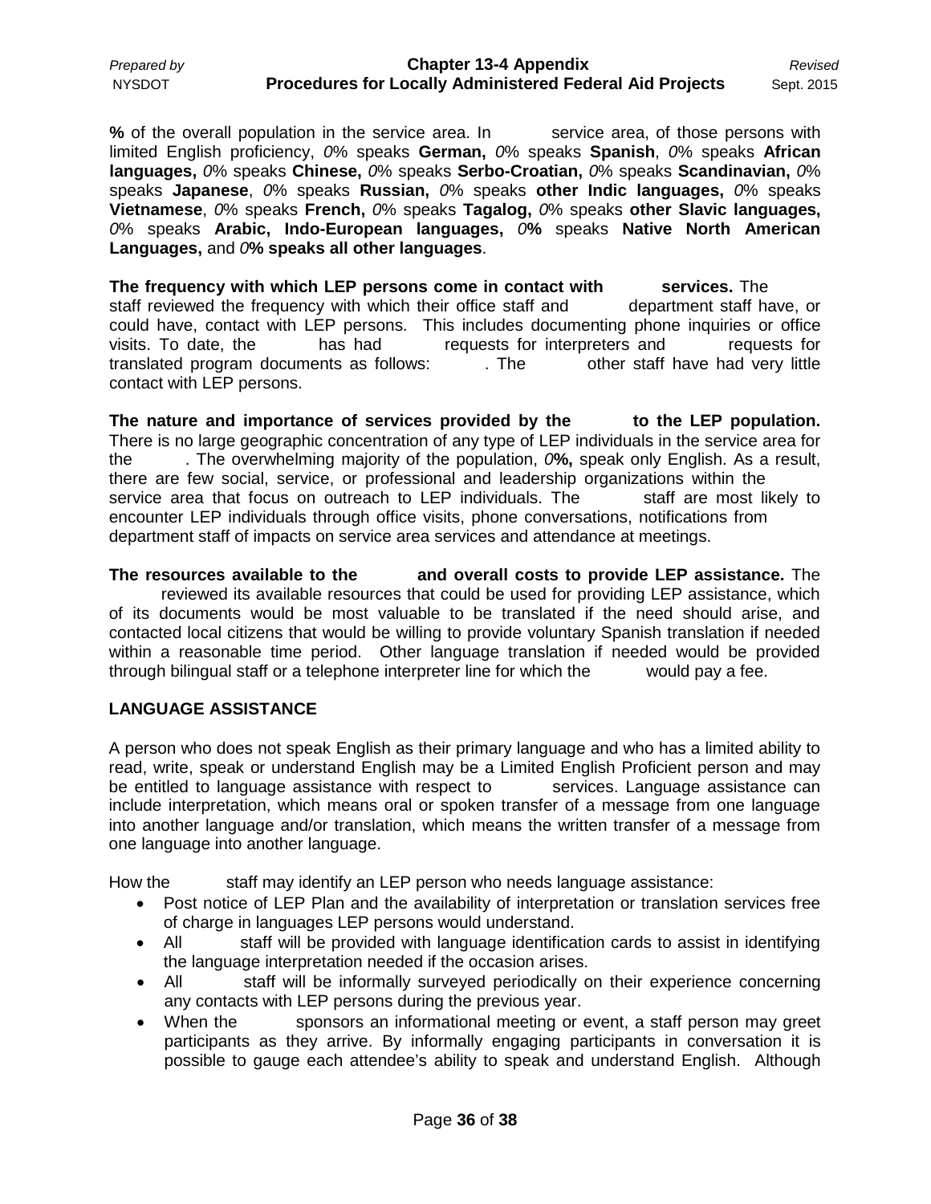**%** of the overall population in the service area. In service area, of those persons with limited English proficiency, *0*% speaks **German,** *0*% speaks **Spanish**, *0*% speaks **African languages,** *0*% speaks **Chinese,** *0*% speaks **Serbo-Croatian,** *0*% speaks **Scandinavian,** *0*% speaks **Japanese**, *0*% speaks **Russian,** *0*% speaks **other Indic languages,** *0*% speaks **Vietnamese**, *0*% speaks **French,** *0*% speaks **Tagalog,** *0*% speaks **other Slavic languages,** *0*% speaks **Arabic, Indo-European languages,** *0***%** speaks **Native North American Languages,** and *0***% speaks all other languages**.

**The frequency with which LEP persons come in contact with services.** The staff reviewed the frequency with which their office staff and department staff have, or could have, contact with LEP persons. This includes documenting phone inquiries or office visits. To date, the has had requests for interpreters and requests for translated program documents as follows: . The other staff have had very little contact with LEP persons.

**The nature and importance of services provided by the to the LEP population.** There is no large geographic concentration of any type of LEP individuals in the service area for the . The overwhelming majority of the population, *0***%,** speak only English. As a result, there are few social, service, or professional and leadership organizations within the service area that focus on outreach to LEP individuals. The staff are most likely to encounter LEP individuals through office visits, phone conversations, notifications from department staff of impacts on service area services and attendance at meetings.

**The resources available to the and overall costs to provide LEP assistance.** The reviewed its available resources that could be used for providing LEP assistance, which of its documents would be most valuable to be translated if the need should arise, and contacted local citizens that would be willing to provide voluntary Spanish translation if needed within a reasonable time period. Other language translation if needed would be provided through bilingual staff or a telephone interpreter line for which the would pay a fee.

## LANGUAGE ASSISTANCE

A person who does not speak English as their primary language and who has a limited ability to read, write, speak or understand English may be a Limited English Proficient person and may be entitled to language assistance with respect to services. Language assistance can include interpretation, which means oral or spoken transfer of a message from one language into another language and/or translation, which means the written transfer of a message from one language into another language.

How the staff may identify an LEP person who needs language assistance:

- Post notice of LEP Plan and the availability of interpretation or translation services free of charge in languages LEP persons would understand.
- All staff will be provided with language identification cards to assist in identifying the language interpretation needed if the occasion arises.
- All staff will be informally surveyed periodically on their experience concerning any contacts with LEP persons during the previous year.
- When the sponsors an informational meeting or event, a staff person may greet participants as they arrive. By informally engaging participants in conversation it is possible to gauge each attendee's ability to speak and understand English. Although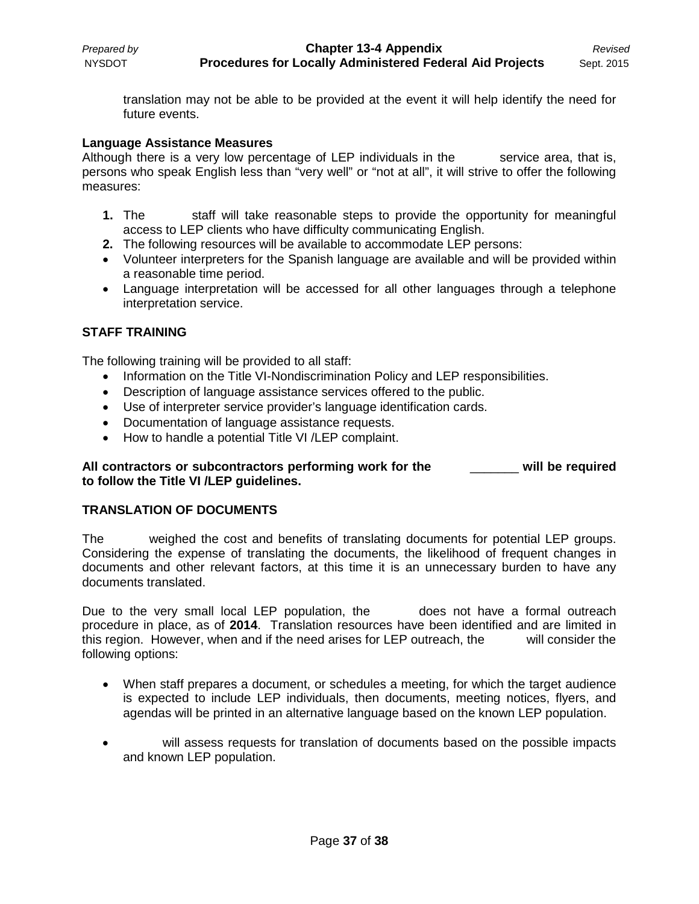translation may not be able to be provided at the event it will help identify the need for future events.

**Language Assistance Measures**

Although there is a very low percentage of LEP individuals in the service area, that is, persons who speak English less than "very well" or "not at all", it will strive to offer the following measures:

1. The staff will take reasonable steps to provide the opportunity for meaningful access to LEP clients who have difficulty communicating English.
2. The following resources will be available to accommodate LEP persons:

- Volunteer interpreters for the Spanish language are available and will be provided within a reasonable time period.
- Language interpretation will be accessed for all other languages through a telephone interpretation service.

**STAFF TRAINING**

The following training will be provided to all staff:

- Information on the Title VI-Nondiscrimination Policy and LEP responsibilities.
- Description of language assistance services offered to the public.
- Use of interpreter service provider's language identification cards.
- Documentation of language assistance requests.
- How to handle a potential Title VI /LEP complaint.

**All contractors or subcontractors performing work for the _______ will be required to follow the Title VI /LEP guidelines.**

**TRANSLATION OF DOCUMENTS**

The weighed the cost and benefits of translating documents for potential LEP groups. Considering the expense of translating the documents, the likelihood of frequent changes in documents and other relevant factors, at this time it is an unnecessary burden to have any documents translated.

Due to the very small local LEP population, the does not have a formal outreach procedure in place, as of **2014**. Translation resources have been identified and are limited in this region. However, when and if the need arises for LEP outreach, the will consider the following options:

- When staff prepares a document, or schedules a meeting, for which the target audience is expected to include LEP individuals, then documents, meeting notices, flyers, and agendas will be printed in an alternative language based on the known LEP population.

- will assess requests for translation of documents based on the possible impacts and known LEP population.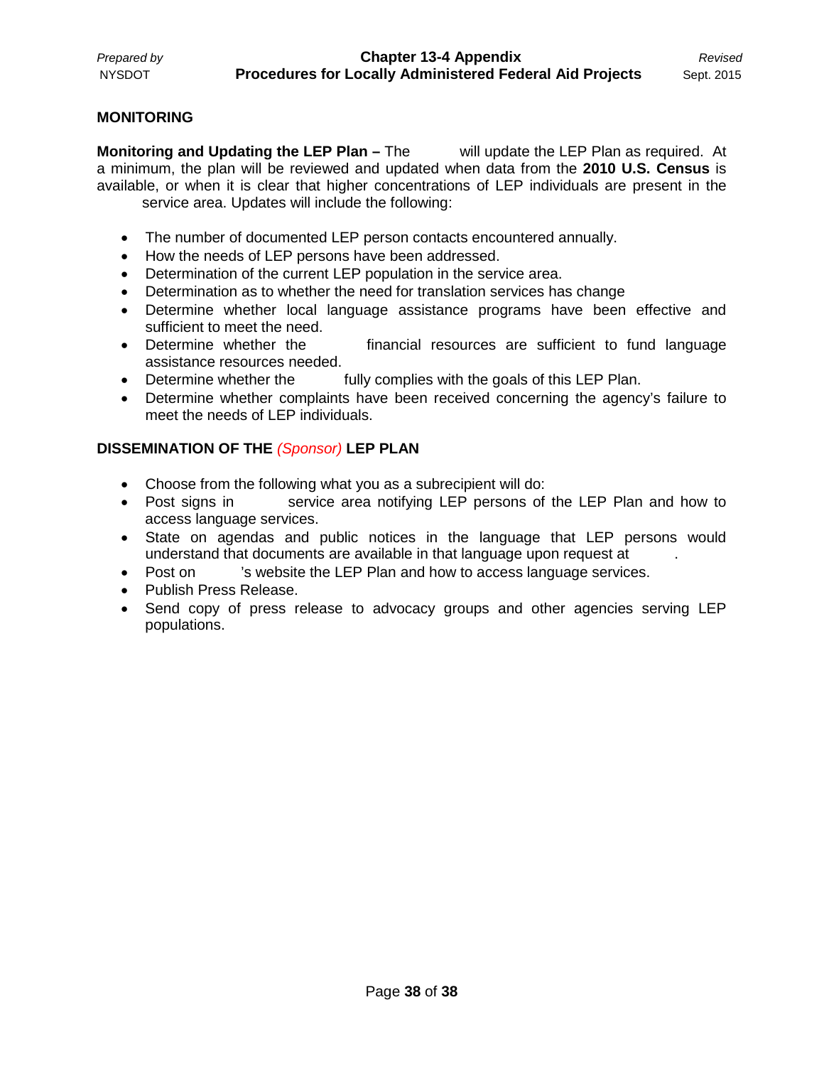## MONITORING

**Monitoring and Updating the LEP Plan –** The will update the LEP Plan as required. At a minimum, the plan will be reviewed and updated when data from the **2010 U.S. Census** is available, or when it is clear that higher concentrations of LEP individuals are present in the service area. Updates will include the following:

- The number of documented LEP person contacts encountered annually.
- How the needs of LEP persons have been addressed.
- Determination of the current LEP population in the service area.
- Determination as to whether the need for translation services has change
- Determine whether local language assistance programs have been effective and sufficient to meet the need.
- Determine whether the financial resources are sufficient to fund language assistance resources needed.
- Determine whether the fully complies with the goals of this LEP Plan.
- Determine whether complaints have been received concerning the agency's failure to meet the needs of LEP individuals.

## DISSEMINATION OF THE *(Sponsor)* LEP PLAN

- Choose from the following what you as a subrecipient will do:
- Post signs in service area notifying LEP persons of the LEP Plan and how to access language services.
- State on agendas and public notices in the language that LEP persons would understand that documents are available in that language upon request at .
- Post on 's website the LEP Plan and how to access language services.
- Publish Press Release.
- Send copy of press release to advocacy groups and other agencies serving LEP populations.